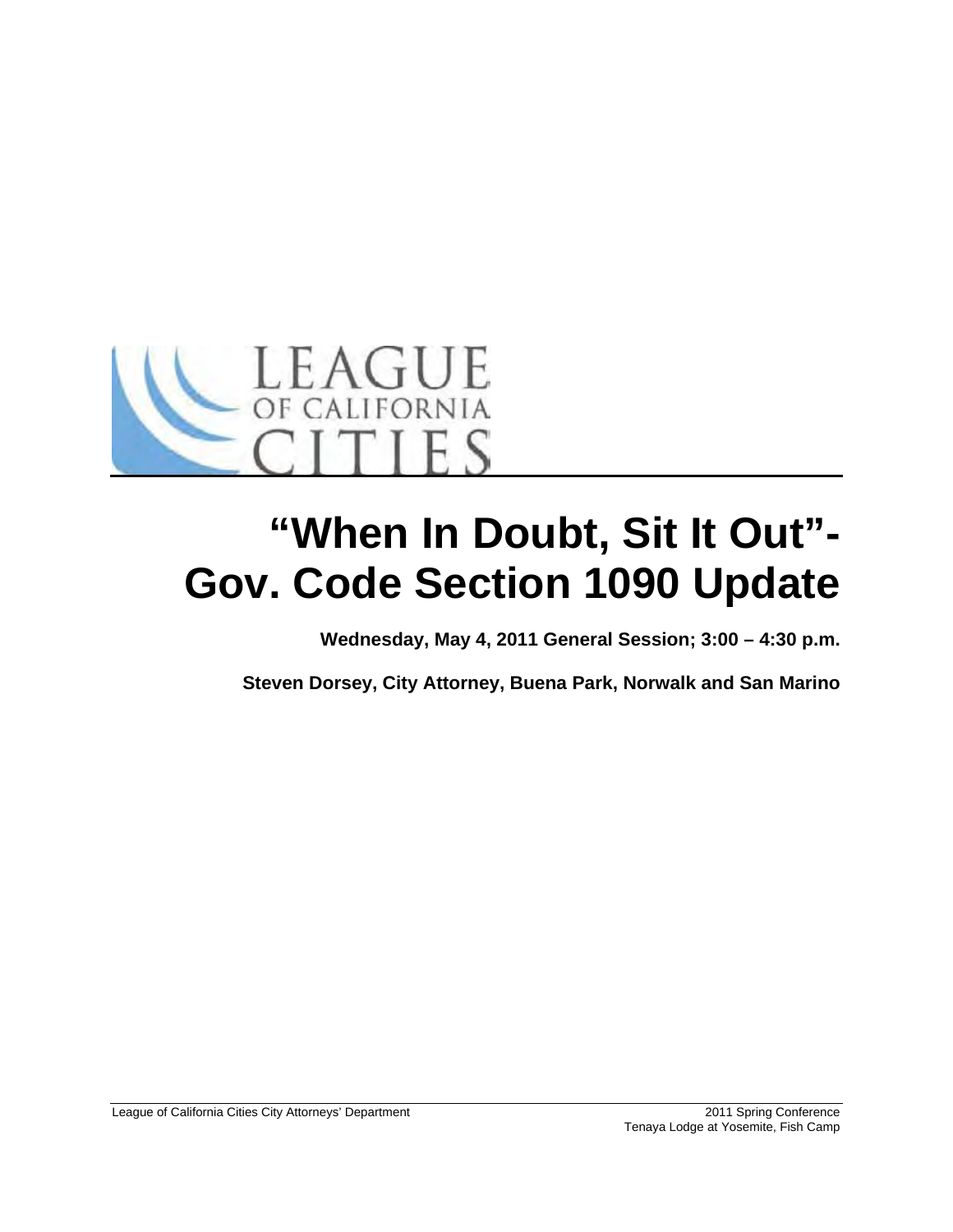LEAGUE OF CALIFORNIA CITIES

# "When In Doubt, Sit It Out"- Gov. Code Section 1090 Update

**Wednesday, May 4, 2011 General Session; 3:00 – 4:30 p.m.**

**Steven Dorsey, City Attorney, Buena Park, Norwalk and San Marino**

League of California Cities City Attorneys' Department

2011 Spring Conference
Tenaya Lodge at Yosemite, Fish Camp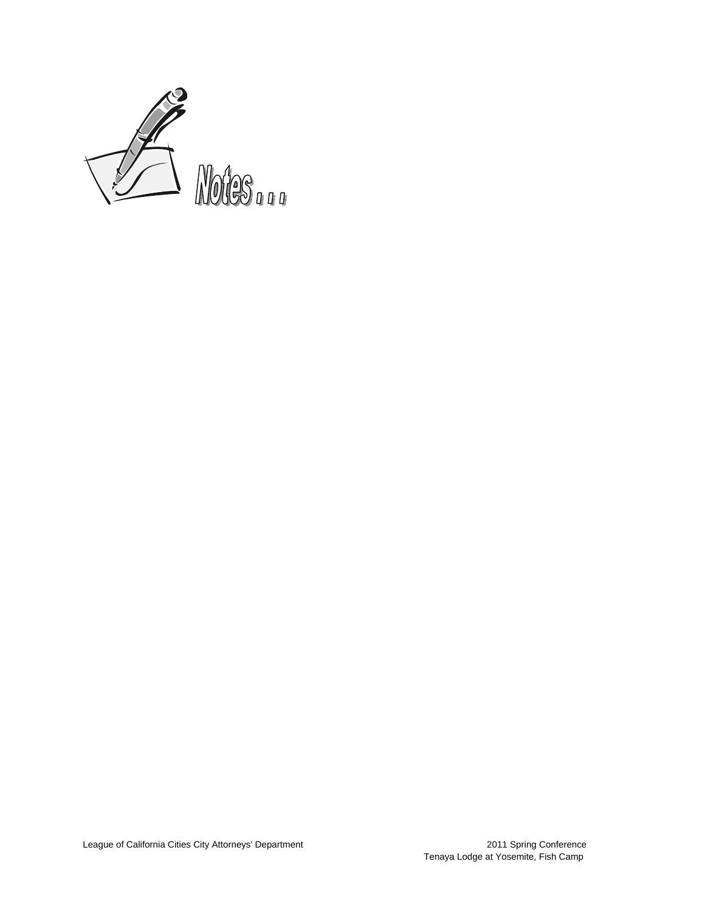Notes . . .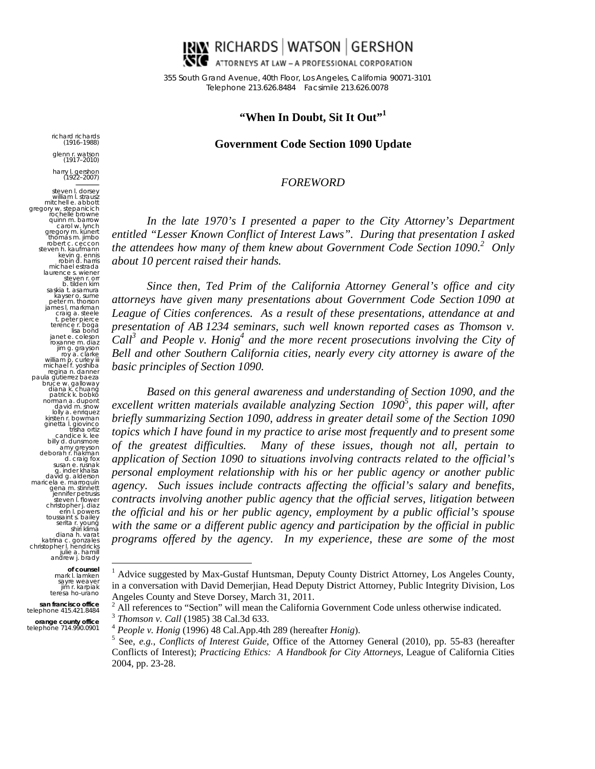# RICHARDS | WATSON | GERSHON

ATTORNEYS AT LAW – A PROFESSIONAL CORPORATION

355 South Grand Avenue, 40th Floor, Los Angeles, California 90071-3101
Telephone 213.626.8484 Facsimile 213.626.0078

richard richards (1916–1988)
glenn r. watson (1917–2010)
harry l. gershon (1922–2007)

steven l. dorsey
william l. strausz
mitchell e. abbott
gregory w. stepanicich
rochelle browne
quinn m. barrow
carol w. lynch
gregory m. kunert
thomas m. jimbo
robert c. ceccon
steven h. kaufmann
kevin g. ennis
robin d. harris
michael estrada
laurence s. wiener
steven r. orr
b. tilden kim
saskia t. asamura
kayser o. sume
peter m. thorson
james l. markman
craig a. steele
t. peter pierce
terence r. boga
lisa bond
janet e. coleson
roxanne m. diaz
jim g. grayson
roy a. clarke
william p. curley iii
michael f. yoshiba
regina n. danner
paula gutierrez baeza
bruce w. galloway
diana k. chuang
patrick k. bobko
norman a. dupont
david m. snow
lolly a. enriquez
kirsten r. bowman
ginetta l. giovinco
trisha ortiz
candice k. lee
billy d. dunsmore
amy greyson
deborah r. hakman
d. craig fox
susan e. rusnak
g. inder khalsa
david g. alderson
maricela e. marroquín
gena m. stinnett
jennifer petrusis
steven l. flower
christopher j. diaz
erin l. powers
toussaint s. bailey
serita r. young
shiri klima
diana h. varat
katrina c. gonzales
christopher l. hendricks
julie a. hamill
andrew j. brady

**of counsel**
mark l. lamken
sayre weaver
jim r. karpiak
teresa ho-urano

**san francisco office**
telephone 415.421.8484

**orange county office**
telephone 714.990.0901

## "When In Doubt, Sit It Out"[1]

## Government Code Section 1090 Update

*FOREWORD*

*In the late 1970's I presented a paper to the City Attorney's Department entitled "Lesser Known Conflict of Interest Laws". During that presentation I asked the attendees how many of them knew about Government Code Section 1090.[2] Only about 10 percent raised their hands.*

*Since then, Ted Prim of the California Attorney General's office and city attorneys have given many presentations about Government Code Section 1090 at League of Cities conferences. As a result of these presentations, attendance at and presentation of AB 1234 seminars, such well known reported cases as Thomson v. Call[3] and People v. Honig[4] and the more recent prosecutions involving the City of Bell and other Southern California cities, nearly every city attorney is aware of the basic principles of Section 1090.*

*Based on this general awareness and understanding of Section 1090, and the excellent written materials available analyzing Section 1090[5], this paper will, after briefly summarizing Section 1090, address in greater detail some of the Section 1090 topics which I have found in my practice to arise most frequently and to present some of the greatest difficulties. Many of these issues, though not all, pertain to application of Section 1090 to situations involving contracts related to the official's personal employment relationship with his or her public agency or another public agency. Such issues include contracts affecting the official's salary and benefits, contracts involving another public agency that the official serves, litigation between the official and his or her public agency, employment by a public official's spouse with the same or a different public agency and participation by the official in public programs offered by the agency. In my experience, these are some of the most*

---

[1] Advice suggested by Max-Gustaf Huntsman, Deputy County District Attorney, Los Angeles County, in a conversation with David Demerjian, Head Deputy District Attorney, Public Integrity Division, Los Angeles County and Steve Dorsey, March 31, 2011.

[2] All references to "Section" will mean the California Government Code unless otherwise indicated.

[3] *Thomson v. Call* (1985) 38 Cal.3d 633.

[4] *People v. Honig* (1996) 48 Cal.App.4th 289 (hereafter *Honig*).

[5] See, *e.g., Conflicts of Interest Guide*, Office of the Attorney General (2010), pp. 55-83 (hereafter Conflicts of Interest); *Practicing Ethics: A Handbook for City Attorneys*, League of California Cities 2004, pp. 23-28.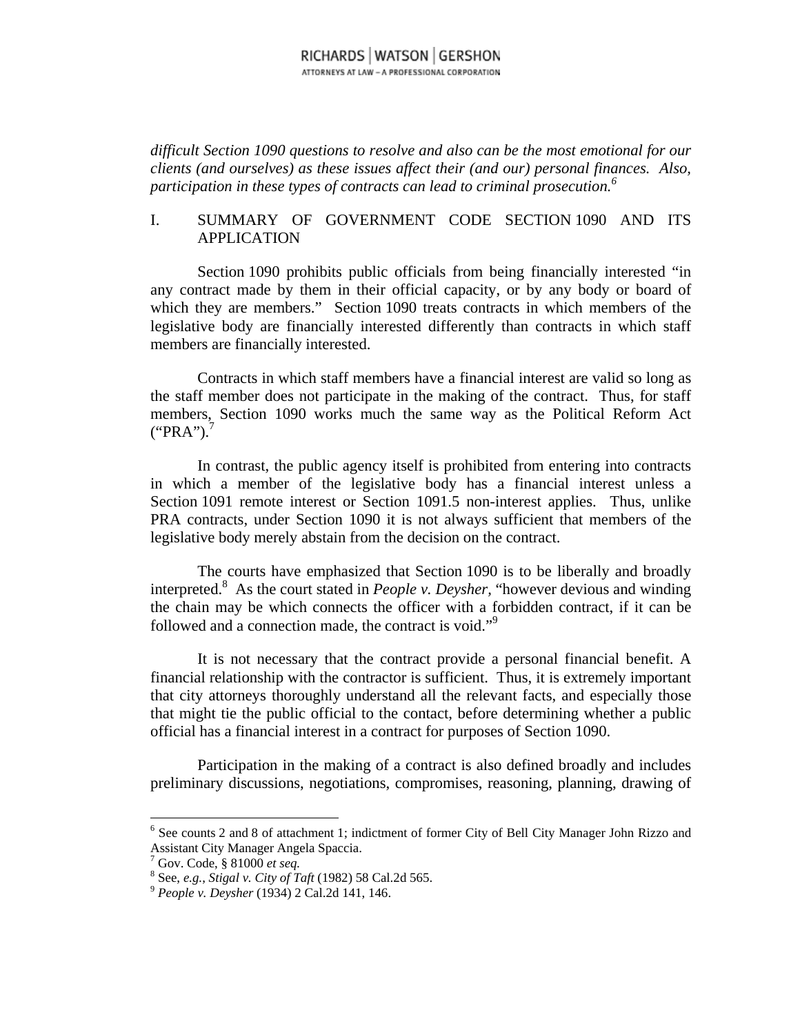*difficult Section 1090 questions to resolve and also can be the most emotional for our clients (and ourselves) as these issues affect their (and our) personal finances. Also, participation in these types of contracts can lead to criminal prosecution.*[6]

## I. SUMMARY OF GOVERNMENT CODE SECTION 1090 AND ITS APPLICATION

Section 1090 prohibits public officials from being financially interested "in any contract made by them in their official capacity, or by any body or board of which they are members." Section 1090 treats contracts in which members of the legislative body are financially interested differently than contracts in which staff members are financially interested.

Contracts in which staff members have a financial interest are valid so long as the staff member does not participate in the making of the contract. Thus, for staff members, Section 1090 works much the same way as the Political Reform Act ("PRA").[7]

In contrast, the public agency itself is prohibited from entering into contracts in which a member of the legislative body has a financial interest unless a Section 1091 remote interest or Section 1091.5 non-interest applies. Thus, unlike PRA contracts, under Section 1090 it is not always sufficient that members of the legislative body merely abstain from the decision on the contract.

The courts have emphasized that Section 1090 is to be liberally and broadly interpreted.[8] As the court stated in *People v. Deysher*, "however devious and winding the chain may be which connects the officer with a forbidden contract, if it can be followed and a connection made, the contract is void."[9]

It is not necessary that the contract provide a personal financial benefit. A financial relationship with the contractor is sufficient. Thus, it is extremely important that city attorneys thoroughly understand all the relevant facts, and especially those that might tie the public official to the contact, before determining whether a public official has a financial interest in a contract for purposes of Section 1090.

Participation in the making of a contract is also defined broadly and includes preliminary discussions, negotiations, compromises, reasoning, planning, drawing of

---

[6] See counts 2 and 8 of attachment 1; indictment of former City of Bell City Manager John Rizzo and Assistant City Manager Angela Spaccia.

[7] Gov. Code, § 81000 *et seq.*

[8] See, *e.g.*, *Stigal v. City of Taft* (1982) 58 Cal.2d 565.

[9] *People v. Deysher* (1934) 2 Cal.2d 141, 146.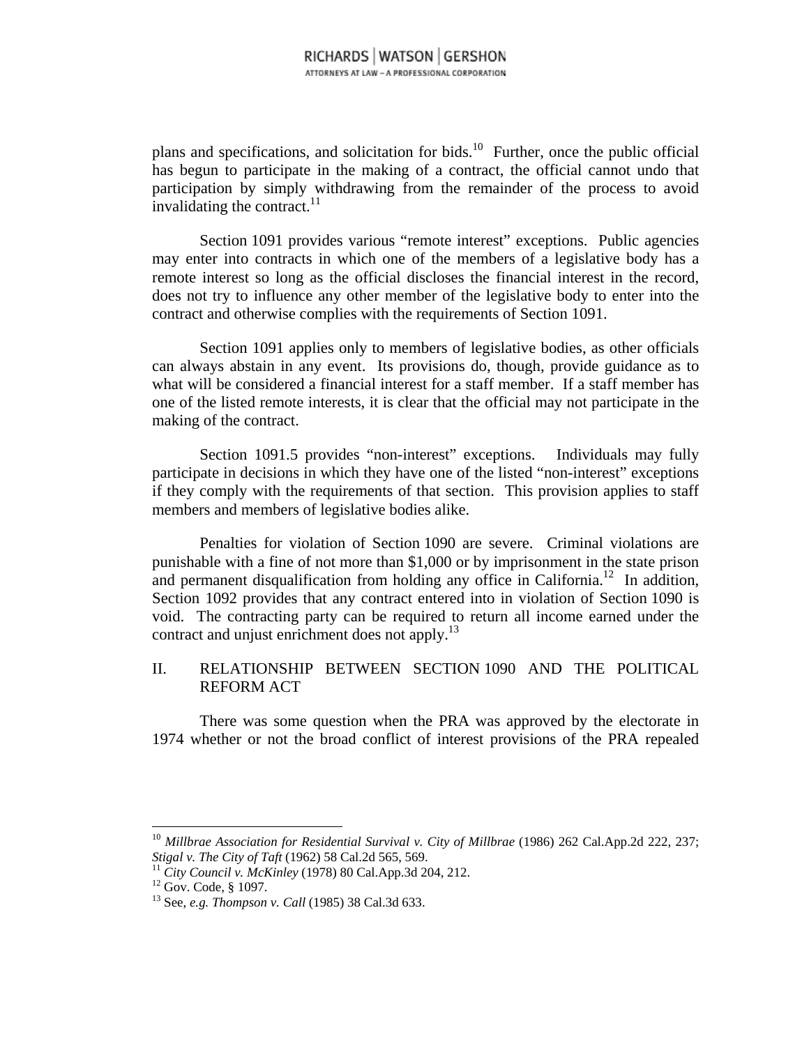plans and specifications, and solicitation for bids.[10] Further, once the public official has begun to participate in the making of a contract, the official cannot undo that participation by simply withdrawing from the remainder of the process to avoid invalidating the contract.[11]

Section 1091 provides various "remote interest" exceptions. Public agencies may enter into contracts in which one of the members of a legislative body has a remote interest so long as the official discloses the financial interest in the record, does not try to influence any other member of the legislative body to enter into the contract and otherwise complies with the requirements of Section 1091.

Section 1091 applies only to members of legislative bodies, as other officials can always abstain in any event. Its provisions do, though, provide guidance as to what will be considered a financial interest for a staff member. If a staff member has one of the listed remote interests, it is clear that the official may not participate in the making of the contract.

Section 1091.5 provides "non-interest" exceptions. Individuals may fully participate in decisions in which they have one of the listed "non-interest" exceptions if they comply with the requirements of that section. This provision applies to staff members and members of legislative bodies alike.

Penalties for violation of Section 1090 are severe. Criminal violations are punishable with a fine of not more than $1,000 or by imprisonment in the state prison and permanent disqualification from holding any office in California.[12] In addition, Section 1092 provides that any contract entered into in violation of Section 1090 is void. The contracting party can be required to return all income earned under the contract and unjust enrichment does not apply.[13]

## II. RELATIONSHIP BETWEEN SECTION 1090 AND THE POLITICAL REFORM ACT

There was some question when the PRA was approved by the electorate in 1974 whether or not the broad conflict of interest provisions of the PRA repealed

---

[10] *Millbrae Association for Residential Survival v. City of Millbrae* (1986) 262 Cal.App.2d 222, 237; *Stigal v. The City of Taft* (1962) 58 Cal.2d 565, 569.

[11] *City Council v. McKinley* (1978) 80 Cal.App.3d 204, 212.

[12] Gov. Code, § 1097.

[13] See, *e.g. Thompson v. Call* (1985) 38 Cal.3d 633.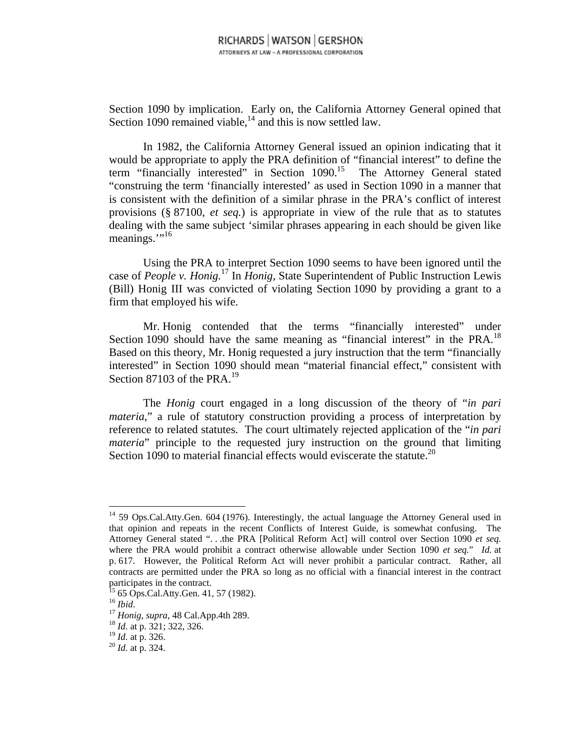Section 1090 by implication. Early on, the California Attorney General opined that Section 1090 remained viable,[14] and this is now settled law.

In 1982, the California Attorney General issued an opinion indicating that it would be appropriate to apply the PRA definition of "financial interest" to define the term "financially interested" in Section 1090.[15] The Attorney General stated "construing the term 'financially interested' as used in Section 1090 in a manner that is consistent with the definition of a similar phrase in the PRA's conflict of interest provisions (§ 87100, *et seq.*) is appropriate in view of the rule that as to statutes dealing with the same subject 'similar phrases appearing in each should be given like meanings.'"[16]

Using the PRA to interpret Section 1090 seems to have been ignored until the case of *People v. Honig.*[17] In *Honig*, State Superintendent of Public Instruction Lewis (Bill) Honig III was convicted of violating Section 1090 by providing a grant to a firm that employed his wife.

Mr. Honig contended that the terms "financially interested" under Section 1090 should have the same meaning as "financial interest" in the PRA.[18] Based on this theory, Mr. Honig requested a jury instruction that the term "financially interested" in Section 1090 should mean "material financial effect," consistent with Section 87103 of the PRA.[19]

The *Honig* court engaged in a long discussion of the theory of "*in pari materia*," a rule of statutory construction providing a process of interpretation by reference to related statutes. The court ultimately rejected application of the "*in pari materia*" principle to the requested jury instruction on the ground that limiting Section 1090 to material financial effects would eviscerate the statute.[20]

---

[14] 59 Ops.Cal.Atty.Gen. 604 (1976). Interestingly, the actual language the Attorney General used in that opinion and repeats in the recent Conflicts of Interest Guide, is somewhat confusing. The Attorney General stated ". . .the PRA [Political Reform Act] will control over Section 1090 *et seq.* where the PRA would prohibit a contract otherwise allowable under Section 1090 *et seq.*" *Id.* at p. 617. However, the Political Reform Act will never prohibit a particular contract. Rather, all contracts are permitted under the PRA so long as no official with a financial interest in the contract participates in the contract.

[15] 65 Ops.Cal.Atty.Gen. 41, 57 (1982).

[16] *Ibid*.

[17] *Honig*, *supra*, 48 Cal.App.4th 289.

[18] *Id.* at p. 321; 322, 326.

[19] *Id.* at p. 326.

[20] *Id.* at p. 324.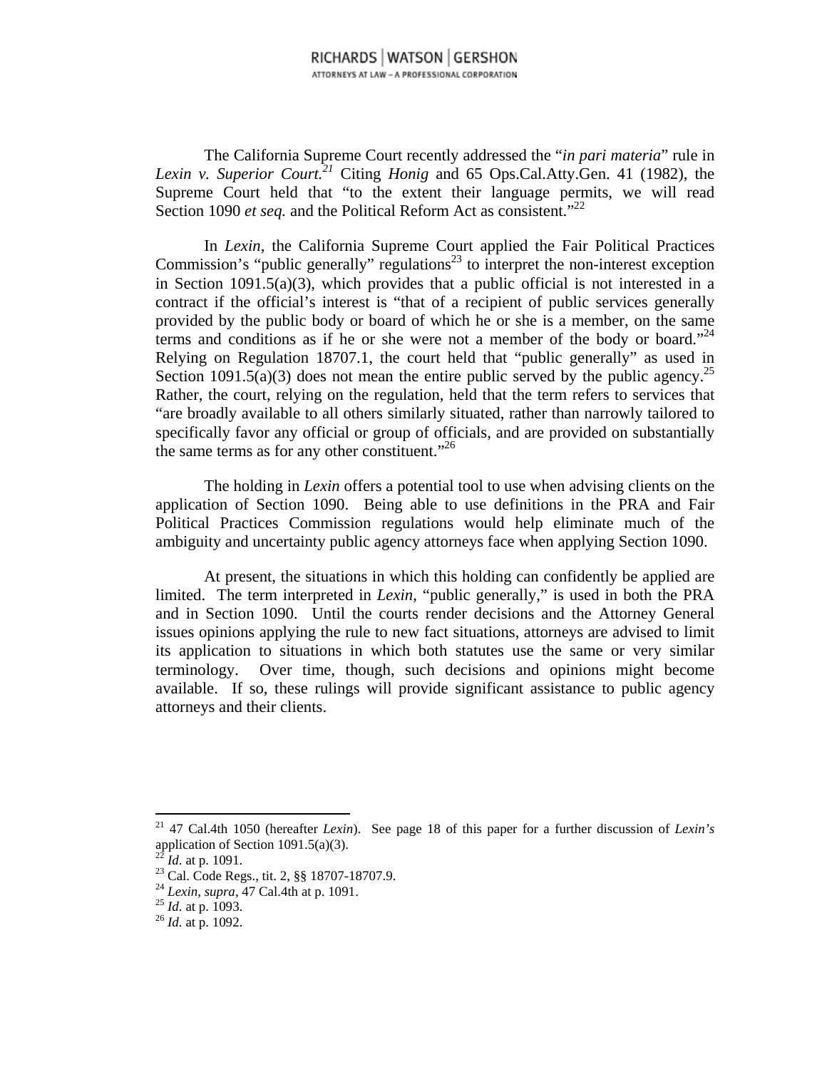The California Supreme Court recently addressed the "*in pari materia*" rule in *Lexin v. Superior Court.*[21] Citing *Honig* and 65 Ops.Cal.Atty.Gen. 41 (1982), the Supreme Court held that "to the extent their language permits, we will read Section 1090 *et seq.* and the Political Reform Act as consistent."[22]

In *Lexin*, the California Supreme Court applied the Fair Political Practices Commission's "public generally" regulations[23] to interpret the non-interest exception in Section 1091.5(a)(3), which provides that a public official is not interested in a contract if the official's interest is "that of a recipient of public services generally provided by the public body or board of which he or she is a member, on the same terms and conditions as if he or she were not a member of the body or board."[24] Relying on Regulation 18707.1, the court held that "public generally" as used in Section 1091.5(a)(3) does not mean the entire public served by the public agency.[25] Rather, the court, relying on the regulation, held that the term refers to services that "are broadly available to all others similarly situated, rather than narrowly tailored to specifically favor any official or group of officials, and are provided on substantially the same terms as for any other constituent."[26]

The holding in *Lexin* offers a potential tool to use when advising clients on the application of Section 1090. Being able to use definitions in the PRA and Fair Political Practices Commission regulations would help eliminate much of the ambiguity and uncertainty public agency attorneys face when applying Section 1090.

At present, the situations in which this holding can confidently be applied are limited. The term interpreted in *Lexin*, "public generally," is used in both the PRA and in Section 1090. Until the courts render decisions and the Attorney General issues opinions applying the rule to new fact situations, attorneys are advised to limit its application to situations in which both statutes use the same or very similar terminology. Over time, though, such decisions and opinions might become available. If so, these rulings will provide significant assistance to public agency attorneys and their clients.

---

[21] 47 Cal.4th 1050 (hereafter *Lexin*). See page 18 of this paper for a further discussion of *Lexin's* application of Section 1091.5(a)(3).

[22] *Id.* at p. 1091.

[23] Cal. Code Regs., tit. 2, §§ 18707-18707.9.

[24] *Lexin*, *supra*, 47 Cal.4th at p. 1091.

[25] *Id.* at p. 1093.

[26] *Id.* at p. 1092.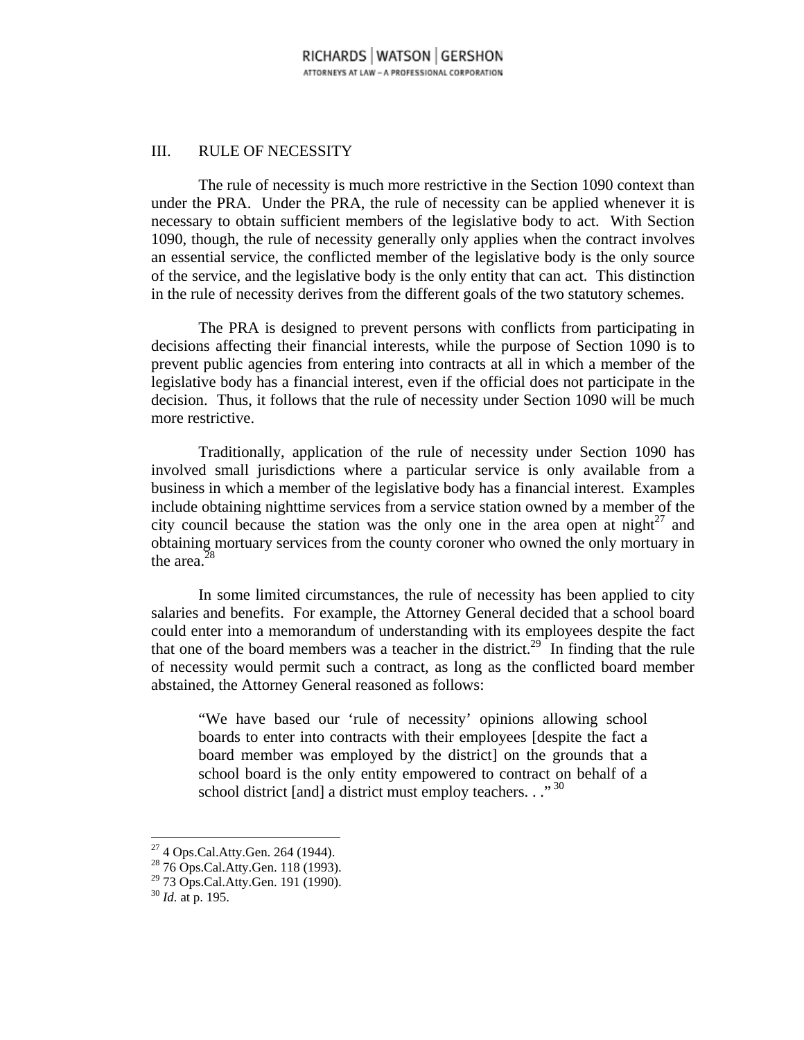## III. RULE OF NECESSITY

The rule of necessity is much more restrictive in the Section 1090 context than under the PRA. Under the PRA, the rule of necessity can be applied whenever it is necessary to obtain sufficient members of the legislative body to act. With Section 1090, though, the rule of necessity generally only applies when the contract involves an essential service, the conflicted member of the legislative body is the only source of the service, and the legislative body is the only entity that can act. This distinction in the rule of necessity derives from the different goals of the two statutory schemes.

The PRA is designed to prevent persons with conflicts from participating in decisions affecting their financial interests, while the purpose of Section 1090 is to prevent public agencies from entering into contracts at all in which a member of the legislative body has a financial interest, even if the official does not participate in the decision. Thus, it follows that the rule of necessity under Section 1090 will be much more restrictive.

Traditionally, application of the rule of necessity under Section 1090 has involved small jurisdictions where a particular service is only available from a business in which a member of the legislative body has a financial interest. Examples include obtaining nighttime services from a service station owned by a member of the city council because the station was the only one in the area open at night[27] and obtaining mortuary services from the county coroner who owned the only mortuary in the area.[28]

In some limited circumstances, the rule of necessity has been applied to city salaries and benefits. For example, the Attorney General decided that a school board could enter into a memorandum of understanding with its employees despite the fact that one of the board members was a teacher in the district.[29] In finding that the rule of necessity would permit such a contract, as long as the conflicted board member abstained, the Attorney General reasoned as follows:

> "We have based our 'rule of necessity' opinions allowing school boards to enter into contracts with their employees [despite the fact a board member was employed by the district] on the grounds that a school board is the only entity empowered to contract on behalf of a school district [and] a district must employ teachers. . ."[30]

---

[27] 4 Ops.Cal.Atty.Gen. 264 (1944).
[28] 76 Ops.Cal.Atty.Gen. 118 (1993).
[29] 73 Ops.Cal.Atty.Gen. 191 (1990).
[30] *Id.* at p. 195.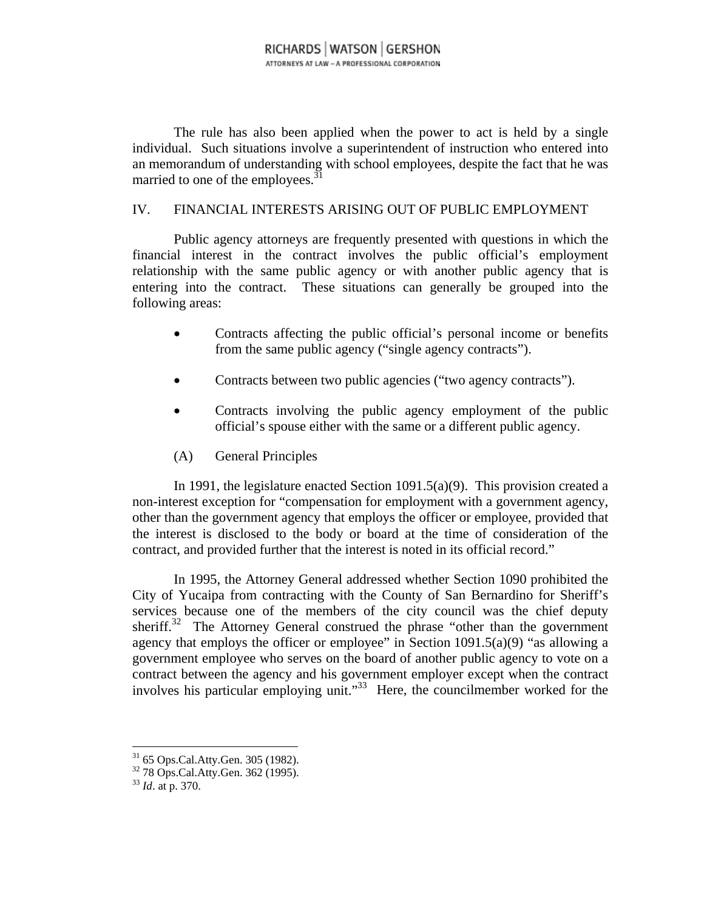The rule has also been applied when the power to act is held by a single individual. Such situations involve a superintendent of instruction who entered into an memorandum of understanding with school employees, despite the fact that he was married to one of the employees.[31]

## IV. FINANCIAL INTERESTS ARISING OUT OF PUBLIC EMPLOYMENT

Public agency attorneys are frequently presented with questions in which the financial interest in the contract involves the public official's employment relationship with the same public agency or with another public agency that is entering into the contract. These situations can generally be grouped into the following areas:

- Contracts affecting the public official's personal income or benefits from the same public agency ("single agency contracts").
- Contracts between two public agencies ("two agency contracts").
- Contracts involving the public agency employment of the public official's spouse either with the same or a different public agency.

### (A) General Principles

In 1991, the legislature enacted Section 1091.5(a)(9). This provision created a non-interest exception for "compensation for employment with a government agency, other than the government agency that employs the officer or employee, provided that the interest is disclosed to the body or board at the time of consideration of the contract, and provided further that the interest is noted in its official record."

In 1995, the Attorney General addressed whether Section 1090 prohibited the City of Yucaipa from contracting with the County of San Bernardino for Sheriff's services because one of the members of the city council was the chief deputy sheriff.[32] The Attorney General construed the phrase "other than the government agency that employs the officer or employee" in Section 1091.5(a)(9) "as allowing a government employee who serves on the board of another public agency to vote on a contract between the agency and his government employer except when the contract involves his particular employing unit."[33] Here, the councilmember worked for the

---

[31] 65 Ops.Cal.Atty.Gen. 305 (1982).

[32] 78 Ops.Cal.Atty.Gen. 362 (1995).

[33] *Id*. at p. 370.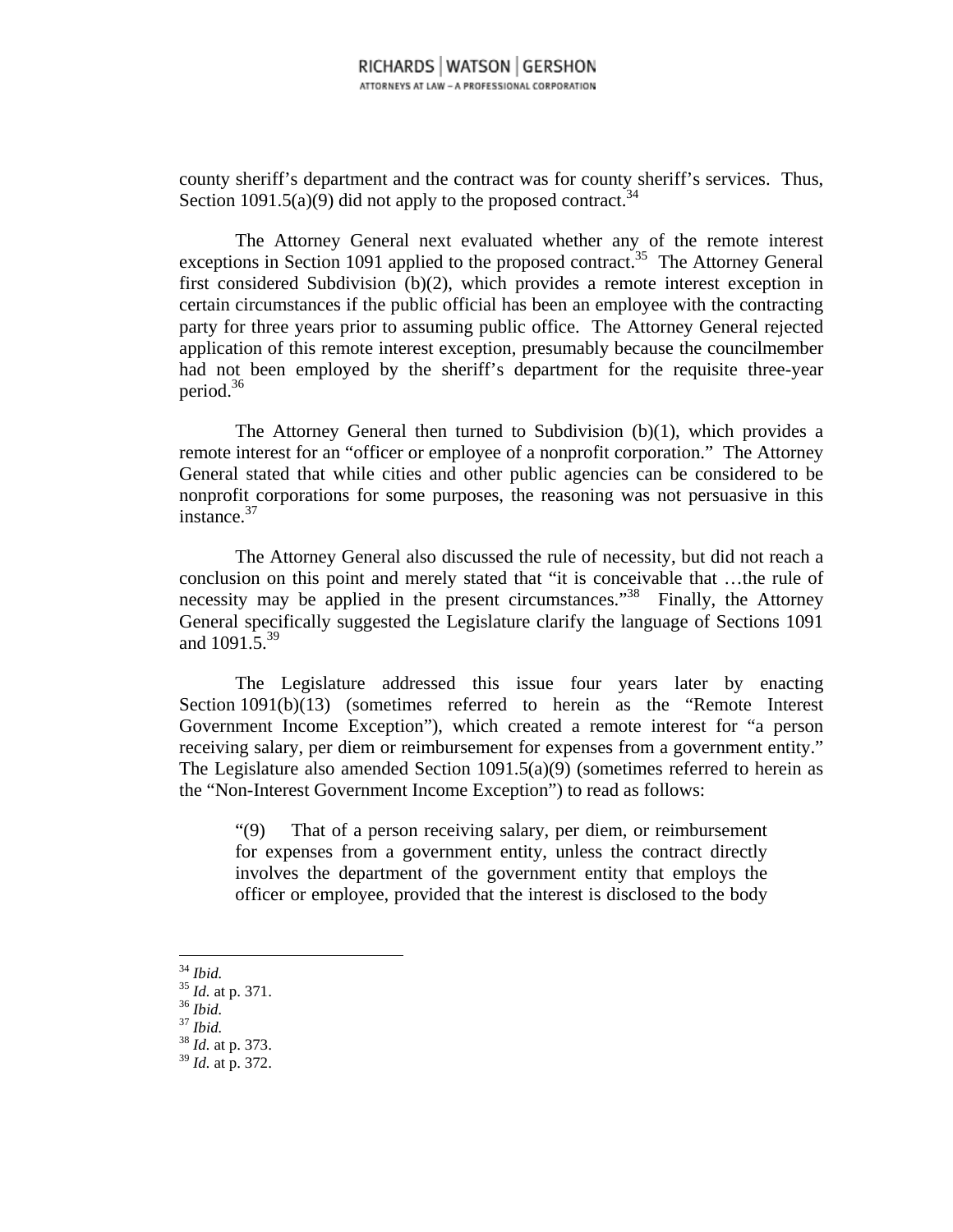county sheriff's department and the contract was for county sheriff's services. Thus, Section 1091.5(a)(9) did not apply to the proposed contract.[34]

The Attorney General next evaluated whether any of the remote interest exceptions in Section 1091 applied to the proposed contract.[35] The Attorney General first considered Subdivision (b)(2), which provides a remote interest exception in certain circumstances if the public official has been an employee with the contracting party for three years prior to assuming public office. The Attorney General rejected application of this remote interest exception, presumably because the councilmember had not been employed by the sheriff's department for the requisite three-year period.[36]

The Attorney General then turned to Subdivision (b)(1), which provides a remote interest for an "officer or employee of a nonprofit corporation." The Attorney General stated that while cities and other public agencies can be considered to be nonprofit corporations for some purposes, the reasoning was not persuasive in this instance.[37]

The Attorney General also discussed the rule of necessity, but did not reach a conclusion on this point and merely stated that "it is conceivable that …the rule of necessity may be applied in the present circumstances."[38] Finally, the Attorney General specifically suggested the Legislature clarify the language of Sections 1091 and 1091.5.[39]

The Legislature addressed this issue four years later by enacting Section 1091(b)(13) (sometimes referred to herein as the "Remote Interest Government Income Exception"), which created a remote interest for "a person receiving salary, per diem or reimbursement for expenses from a government entity." The Legislature also amended Section 1091.5(a)(9) (sometimes referred to herein as the "Non-Interest Government Income Exception") to read as follows:

> "(9) That of a person receiving salary, per diem, or reimbursement for expenses from a government entity, unless the contract directly involves the department of the government entity that employs the officer or employee, provided that the interest is disclosed to the body

---

[34] *Ibid.*
[35] *Id.* at p. 371.
[36] *Ibid.*
[37] *Ibid.*
[38] *Id.* at p. 373.
[39] *Id.* at p. 372.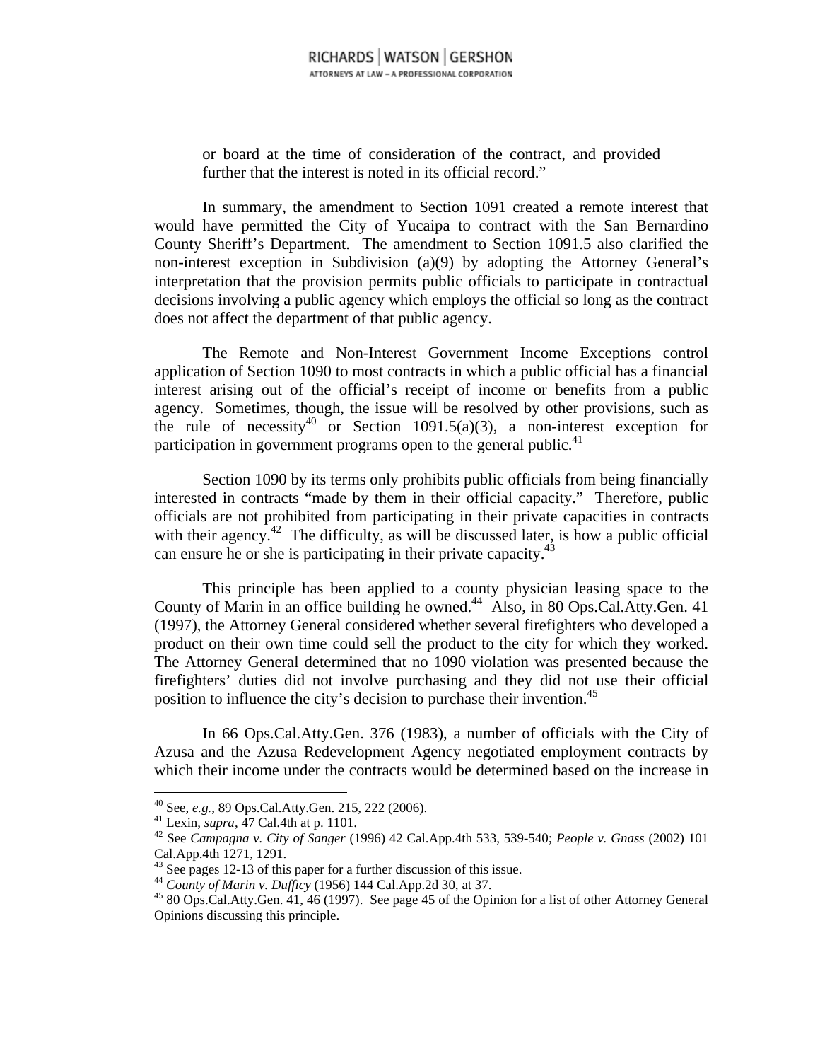or board at the time of consideration of the contract, and provided further that the interest is noted in its official record."

In summary, the amendment to Section 1091 created a remote interest that would have permitted the City of Yucaipa to contract with the San Bernardino County Sheriff's Department. The amendment to Section 1091.5 also clarified the non-interest exception in Subdivision (a)(9) by adopting the Attorney General's interpretation that the provision permits public officials to participate in contractual decisions involving a public agency which employs the official so long as the contract does not affect the department of that public agency.

The Remote and Non-Interest Government Income Exceptions control application of Section 1090 to most contracts in which a public official has a financial interest arising out of the official's receipt of income or benefits from a public agency. Sometimes, though, the issue will be resolved by other provisions, such as the rule of necessity[40] or Section 1091.5(a)(3), a non-interest exception for participation in government programs open to the general public.[41]

Section 1090 by its terms only prohibits public officials from being financially interested in contracts "made by them in their official capacity." Therefore, public officials are not prohibited from participating in their private capacities in contracts with their agency.[42] The difficulty, as will be discussed later, is how a public official can ensure he or she is participating in their private capacity.[43]

This principle has been applied to a county physician leasing space to the County of Marin in an office building he owned.[44] Also, in 80 Ops.Cal.Atty.Gen. 41 (1997), the Attorney General considered whether several firefighters who developed a product on their own time could sell the product to the city for which they worked. The Attorney General determined that no 1090 violation was presented because the firefighters' duties did not involve purchasing and they did not use their official position to influence the city's decision to purchase their invention.[45]

In 66 Ops.Cal.Atty.Gen. 376 (1983), a number of officials with the City of Azusa and the Azusa Redevelopment Agency negotiated employment contracts by which their income under the contracts would be determined based on the increase in

---

[40] See, *e.g.*, 89 Ops.Cal.Atty.Gen. 215, 222 (2006).

[41] Lexin, *supra*, 47 Cal.4th at p. 1101.

[42] See *Campagna v. City of Sanger* (1996) 42 Cal.App.4th 533, 539-540; *People v. Gnass* (2002) 101 Cal.App.4th 1271, 1291.

[43] See pages 12-13 of this paper for a further discussion of this issue.

[44] *County of Marin v. Dufficy* (1956) 144 Cal.App.2d 30, at 37.

[45] 80 Ops.Cal.Atty.Gen. 41, 46 (1997). See page 45 of the Opinion for a list of other Attorney General Opinions discussing this principle.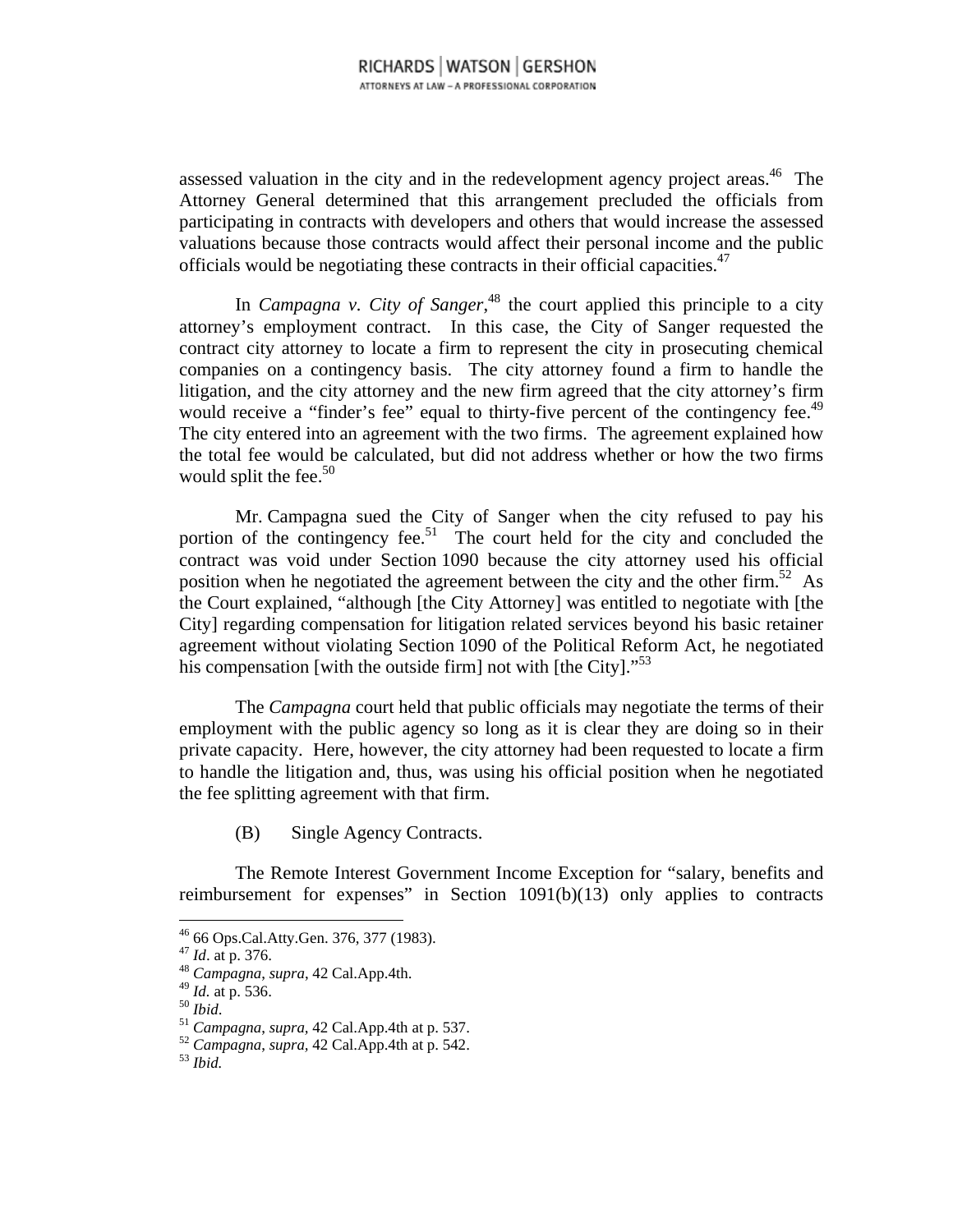assessed valuation in the city and in the redevelopment agency project areas.[46] The Attorney General determined that this arrangement precluded the officials from participating in contracts with developers and others that would increase the assessed valuations because those contracts would affect their personal income and the public officials would be negotiating these contracts in their official capacities.[47]

In *Campagna v. City of Sanger*,[48] the court applied this principle to a city attorney's employment contract. In this case, the City of Sanger requested the contract city attorney to locate a firm to represent the city in prosecuting chemical companies on a contingency basis. The city attorney found a firm to handle the litigation, and the city attorney and the new firm agreed that the city attorney's firm would receive a "finder's fee" equal to thirty-five percent of the contingency fee.[49] The city entered into an agreement with the two firms. The agreement explained how the total fee would be calculated, but did not address whether or how the two firms would split the fee.[50]

Mr. Campagna sued the City of Sanger when the city refused to pay his portion of the contingency fee.[51] The court held for the city and concluded the contract was void under Section 1090 because the city attorney used his official position when he negotiated the agreement between the city and the other firm.[52] As the Court explained, "although [the City Attorney] was entitled to negotiate with [the City] regarding compensation for litigation related services beyond his basic retainer agreement without violating Section 1090 of the Political Reform Act, he negotiated his compensation [with the outside firm] not with [the City]."[53]

The *Campagna* court held that public officials may negotiate the terms of their employment with the public agency so long as it is clear they are doing so in their private capacity. Here, however, the city attorney had been requested to locate a firm to handle the litigation and, thus, was using his official position when he negotiated the fee splitting agreement with that firm.

(B) Single Agency Contracts.

The Remote Interest Government Income Exception for "salary, benefits and reimbursement for expenses" in Section 1091(b)(13) only applies to contracts

---

[46] 66 Ops.Cal.Atty.Gen. 376, 377 (1983).
[47] *Id*. at p. 376.
[48] *Campagna*, *supra*, 42 Cal.App.4th.
[49] *Id.* at p. 536.
[50] *Ibid*.
[51] *Campagna*, *supra*, 42 Cal.App.4th at p. 537.
[52] *Campagna*, *supra*, 42 Cal.App.4th at p. 542.
[53] *Ibid.*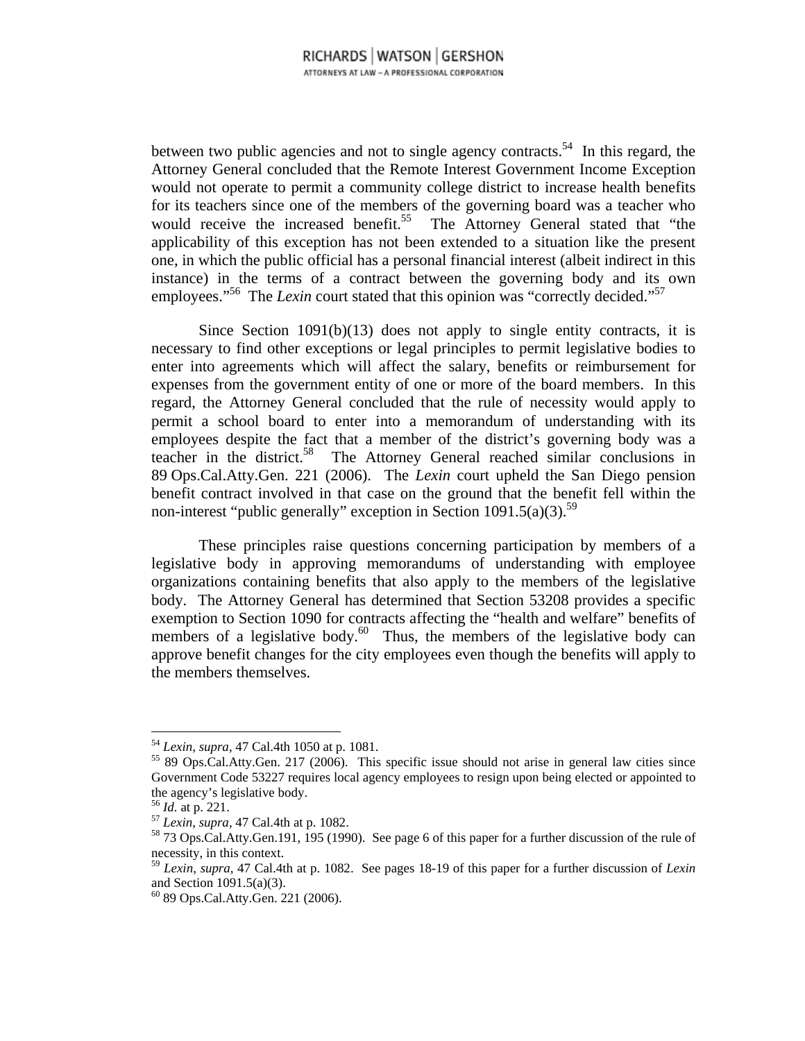between two public agencies and not to single agency contracts.[54] In this regard, the Attorney General concluded that the Remote Interest Government Income Exception would not operate to permit a community college district to increase health benefits for its teachers since one of the members of the governing board was a teacher who would receive the increased benefit.[55] The Attorney General stated that "the applicability of this exception has not been extended to a situation like the present one, in which the public official has a personal financial interest (albeit indirect in this instance) in the terms of a contract between the governing body and its own employees."[56] The *Lexin* court stated that this opinion was "correctly decided."[57]

Since Section 1091(b)(13) does not apply to single entity contracts, it is necessary to find other exceptions or legal principles to permit legislative bodies to enter into agreements which will affect the salary, benefits or reimbursement for expenses from the government entity of one or more of the board members. In this regard, the Attorney General concluded that the rule of necessity would apply to permit a school board to enter into a memorandum of understanding with its employees despite the fact that a member of the district's governing body was a teacher in the district.[58] The Attorney General reached similar conclusions in 89 Ops.Cal.Atty.Gen. 221 (2006). The *Lexin* court upheld the San Diego pension benefit contract involved in that case on the ground that the benefit fell within the non-interest "public generally" exception in Section 1091.5(a)(3).[59]

These principles raise questions concerning participation by members of a legislative body in approving memorandums of understanding with employee organizations containing benefits that also apply to the members of the legislative body. The Attorney General has determined that Section 53208 provides a specific exemption to Section 1090 for contracts affecting the "health and welfare" benefits of members of a legislative body.[60] Thus, the members of the legislative body can approve benefit changes for the city employees even though the benefits will apply to the members themselves.

---

[54] *Lexin*, *supra*, 47 Cal.4th 1050 at p. 1081.

[55] 89 Ops.Cal.Atty.Gen. 217 (2006). This specific issue should not arise in general law cities since Government Code 53227 requires local agency employees to resign upon being elected or appointed to the agency's legislative body.

[56] *Id.* at p. 221.

[57] *Lexin*, *supra*, 47 Cal.4th at p. 1082.

[58] 73 Ops.Cal.Atty.Gen.191, 195 (1990). See page 6 of this paper for a further discussion of the rule of necessity, in this context.

[59] *Lexin*, *supra*, 47 Cal.4th at p. 1082. See pages 18-19 of this paper for a further discussion of *Lexin* and Section 1091.5(a)(3).

[60] 89 Ops.Cal.Atty.Gen. 221 (2006).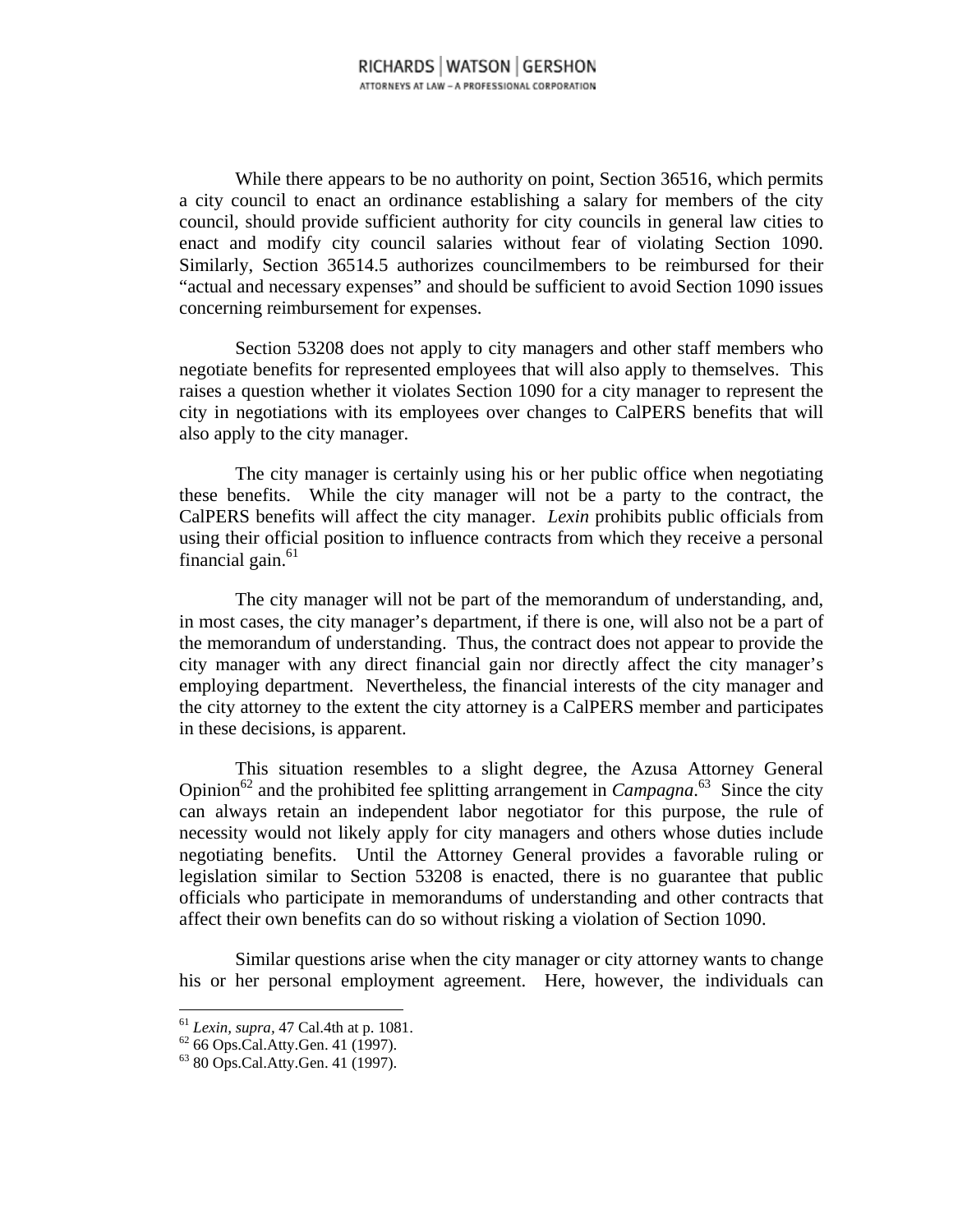While there appears to be no authority on point, Section 36516, which permits a city council to enact an ordinance establishing a salary for members of the city council, should provide sufficient authority for city councils in general law cities to enact and modify city council salaries without fear of violating Section 1090. Similarly, Section 36514.5 authorizes councilmembers to be reimbursed for their "actual and necessary expenses" and should be sufficient to avoid Section 1090 issues concerning reimbursement for expenses.

Section 53208 does not apply to city managers and other staff members who negotiate benefits for represented employees that will also apply to themselves. This raises a question whether it violates Section 1090 for a city manager to represent the city in negotiations with its employees over changes to CalPERS benefits that will also apply to the city manager.

The city manager is certainly using his or her public office when negotiating these benefits. While the city manager will not be a party to the contract, the CalPERS benefits will affect the city manager. *Lexin* prohibits public officials from using their official position to influence contracts from which they receive a personal financial gain.[61]

The city manager will not be part of the memorandum of understanding, and, in most cases, the city manager's department, if there is one, will also not be a part of the memorandum of understanding. Thus, the contract does not appear to provide the city manager with any direct financial gain nor directly affect the city manager's employing department. Nevertheless, the financial interests of the city manager and the city attorney to the extent the city attorney is a CalPERS member and participates in these decisions, is apparent.

This situation resembles to a slight degree, the Azusa Attorney General Opinion[62] and the prohibited fee splitting arrangement in *Campagna*.[63] Since the city can always retain an independent labor negotiator for this purpose, the rule of necessity would not likely apply for city managers and others whose duties include negotiating benefits. Until the Attorney General provides a favorable ruling or legislation similar to Section 53208 is enacted, there is no guarantee that public officials who participate in memorandums of understanding and other contracts that affect their own benefits can do so without risking a violation of Section 1090.

Similar questions arise when the city manager or city attorney wants to change his or her personal employment agreement. Here, however, the individuals can

---

[61] *Lexin, supra*, 47 Cal.4th at p. 1081.

[62] 66 Ops.Cal.Atty.Gen. 41 (1997).

[63] 80 Ops.Cal.Atty.Gen. 41 (1997).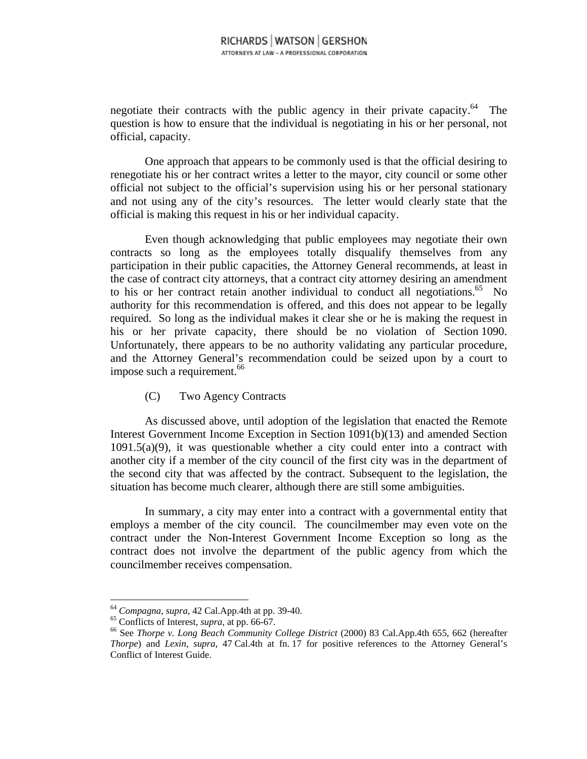negotiate their contracts with the public agency in their private capacity.[64] The question is how to ensure that the individual is negotiating in his or her personal, not official, capacity.

One approach that appears to be commonly used is that the official desiring to renegotiate his or her contract writes a letter to the mayor, city council or some other official not subject to the official's supervision using his or her personal stationary and not using any of the city's resources. The letter would clearly state that the official is making this request in his or her individual capacity.

Even though acknowledging that public employees may negotiate their own contracts so long as the employees totally disqualify themselves from any participation in their public capacities, the Attorney General recommends, at least in the case of contract city attorneys, that a contract city attorney desiring an amendment to his or her contract retain another individual to conduct all negotiations.[65] No authority for this recommendation is offered, and this does not appear to be legally required. So long as the individual makes it clear she or he is making the request in his or her private capacity, there should be no violation of Section 1090. Unfortunately, there appears to be no authority validating any particular procedure, and the Attorney General's recommendation could be seized upon by a court to impose such a requirement.[66]

(C) Two Agency Contracts

As discussed above, until adoption of the legislation that enacted the Remote Interest Government Income Exception in Section 1091(b)(13) and amended Section 1091.5(a)(9), it was questionable whether a city could enter into a contract with another city if a member of the city council of the first city was in the department of the second city that was affected by the contract. Subsequent to the legislation, the situation has become much clearer, although there are still some ambiguities.

In summary, a city may enter into a contract with a governmental entity that employs a member of the city council. The councilmember may even vote on the contract under the Non-Interest Government Income Exception so long as the contract does not involve the department of the public agency from which the councilmember receives compensation.

---

[64] *Compagna*, *supra*, 42 Cal.App.4th at pp. 39-40.

[65] Conflicts of Interest, *supra*, at pp. 66-67.

[66] See *Thorpe v. Long Beach Community College District* (2000) 83 Cal.App.4th 655, 662 (hereafter *Thorpe*) and *Lexin*, *supra*, 47 Cal.4th at fn. 17 for positive references to the Attorney General's Conflict of Interest Guide.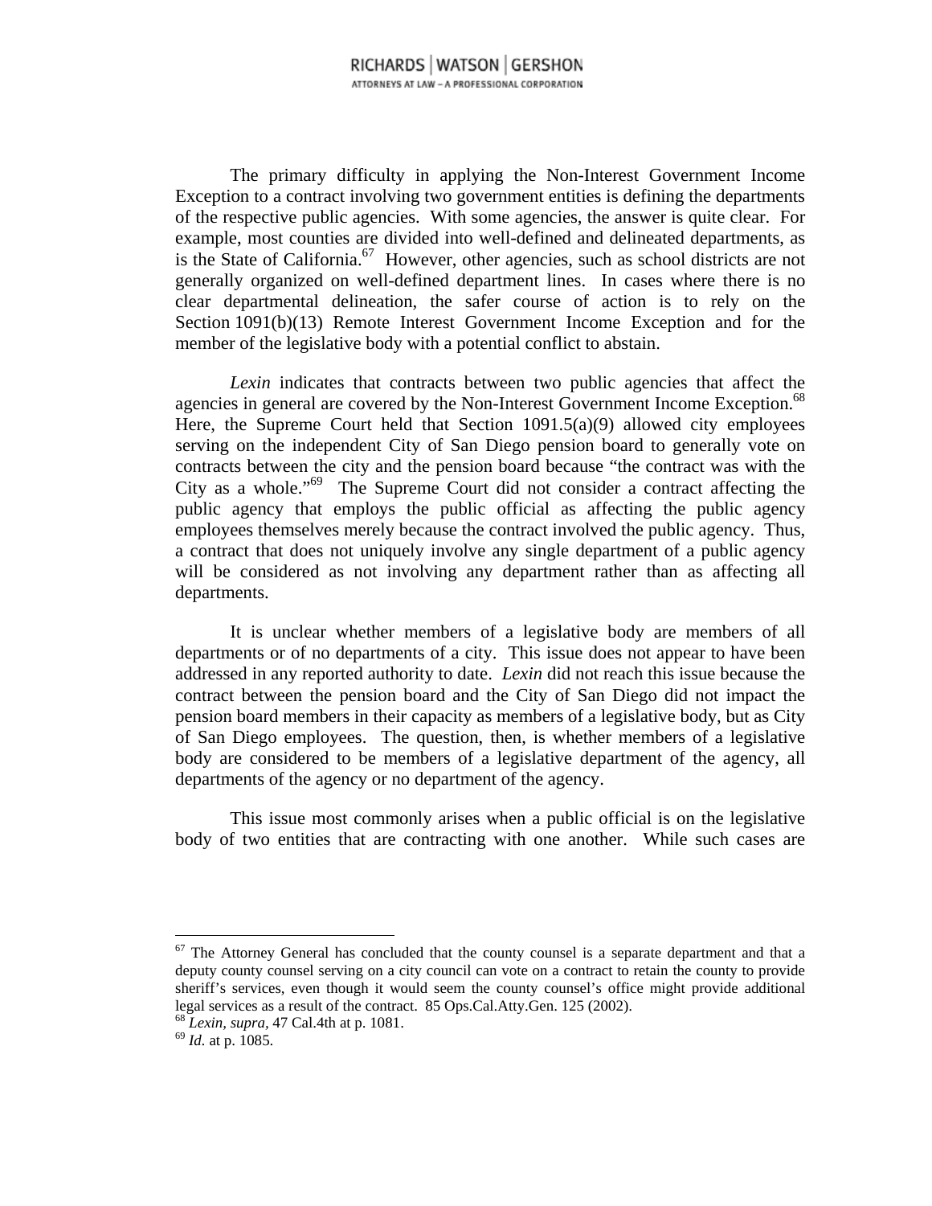The primary difficulty in applying the Non-Interest Government Income Exception to a contract involving two government entities is defining the departments of the respective public agencies. With some agencies, the answer is quite clear. For example, most counties are divided into well-defined and delineated departments, as is the State of California.[67] However, other agencies, such as school districts are not generally organized on well-defined department lines. In cases where there is no clear departmental delineation, the safer course of action is to rely on the Section 1091(b)(13) Remote Interest Government Income Exception and for the member of the legislative body with a potential conflict to abstain.

*Lexin* indicates that contracts between two public agencies that affect the agencies in general are covered by the Non-Interest Government Income Exception.[68] Here, the Supreme Court held that Section 1091.5(a)(9) allowed city employees serving on the independent City of San Diego pension board to generally vote on contracts between the city and the pension board because "the contract was with the City as a whole."[69] The Supreme Court did not consider a contract affecting the public agency that employs the public official as affecting the public agency employees themselves merely because the contract involved the public agency. Thus, a contract that does not uniquely involve any single department of a public agency will be considered as not involving any department rather than as affecting all departments.

It is unclear whether members of a legislative body are members of all departments or of no departments of a city. This issue does not appear to have been addressed in any reported authority to date. *Lexin* did not reach this issue because the contract between the pension board and the City of San Diego did not impact the pension board members in their capacity as members of a legislative body, but as City of San Diego employees. The question, then, is whether members of a legislative body are considered to be members of a legislative department of the agency, all departments of the agency or no department of the agency.

This issue most commonly arises when a public official is on the legislative body of two entities that are contracting with one another. While such cases are

---

[67] The Attorney General has concluded that the county counsel is a separate department and that a deputy county counsel serving on a city council can vote on a contract to retain the county to provide sheriff's services, even though it would seem the county counsel's office might provide additional legal services as a result of the contract. 85 Ops.Cal.Atty.Gen. 125 (2002).

[68] *Lexin*, *supra*, 47 Cal.4th at p. 1081.

[69] *Id.* at p. 1085.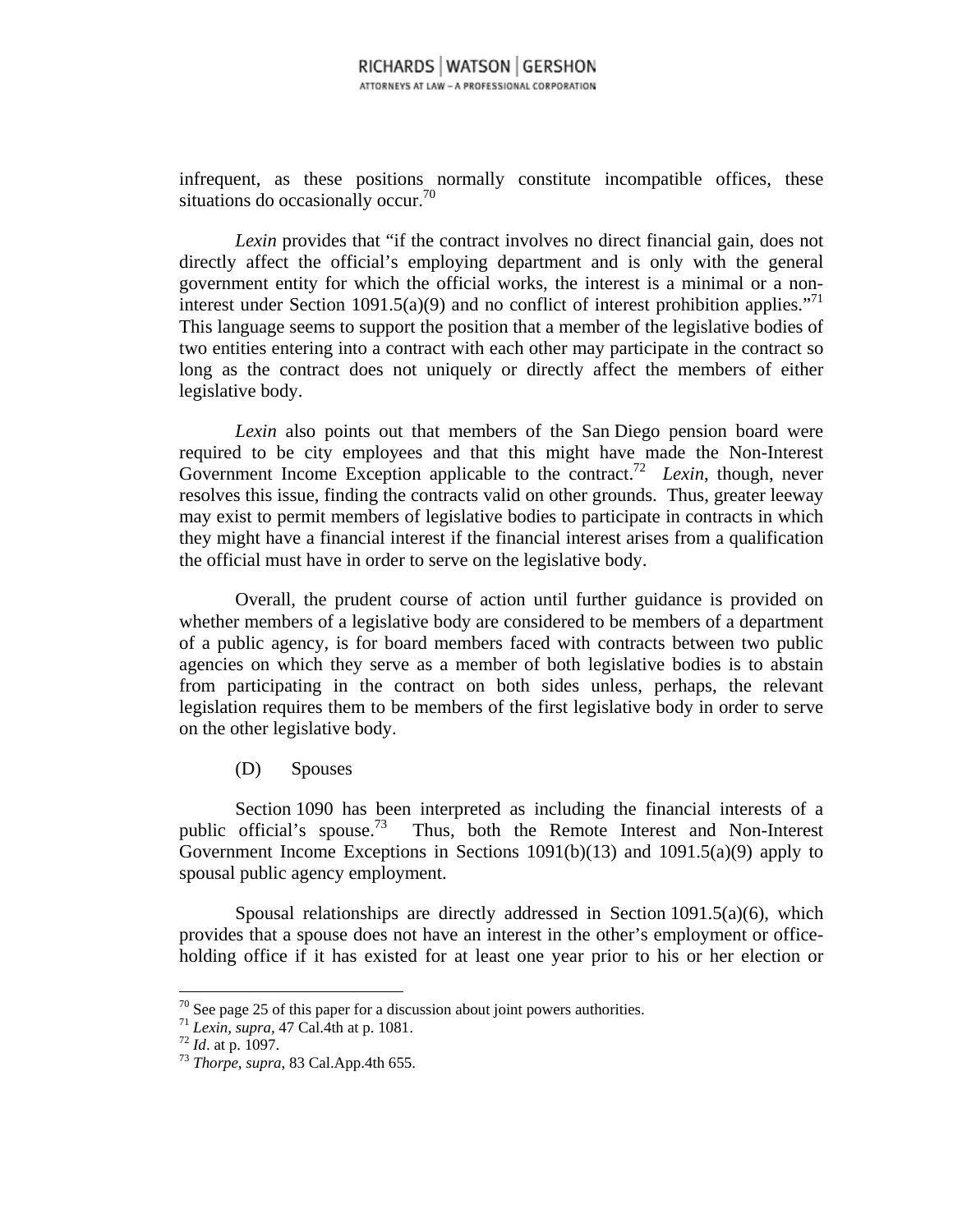infrequent, as these positions normally constitute incompatible offices, these situations do occasionally occur.[70]

*Lexin* provides that "if the contract involves no direct financial gain, does not directly affect the official's employing department and is only with the general government entity for which the official works, the interest is a minimal or a non-interest under Section 1091.5(a)(9) and no conflict of interest prohibition applies."[71] This language seems to support the position that a member of the legislative bodies of two entities entering into a contract with each other may participate in the contract so long as the contract does not uniquely or directly affect the members of either legislative body.

*Lexin* also points out that members of the San Diego pension board were required to be city employees and that this might have made the Non-Interest Government Income Exception applicable to the contract.[72] *Lexin*, though, never resolves this issue, finding the contracts valid on other grounds. Thus, greater leeway may exist to permit members of legislative bodies to participate in contracts in which they might have a financial interest if the financial interest arises from a qualification the official must have in order to serve on the legislative body.

Overall, the prudent course of action until further guidance is provided on whether members of a legislative body are considered to be members of a department of a public agency, is for board members faced with contracts between two public agencies on which they serve as a member of both legislative bodies is to abstain from participating in the contract on both sides unless, perhaps, the relevant legislation requires them to be members of the first legislative body in order to serve on the other legislative body.

(D) Spouses

Section 1090 has been interpreted as including the financial interests of a public official's spouse.[73] Thus, both the Remote Interest and Non-Interest Government Income Exceptions in Sections 1091(b)(13) and 1091.5(a)(9) apply to spousal public agency employment.

Spousal relationships are directly addressed in Section 1091.5(a)(6), which provides that a spouse does not have an interest in the other's employment or office-holding office if it has existed for at least one year prior to his or her election or

---

[70] See page 25 of this paper for a discussion about joint powers authorities.

[71] *Lexin, supra*, 47 Cal.4th at p. 1081.

[72] *Id*. at p. 1097.

[73] *Thorpe, supra*, 83 Cal.App.4th 655.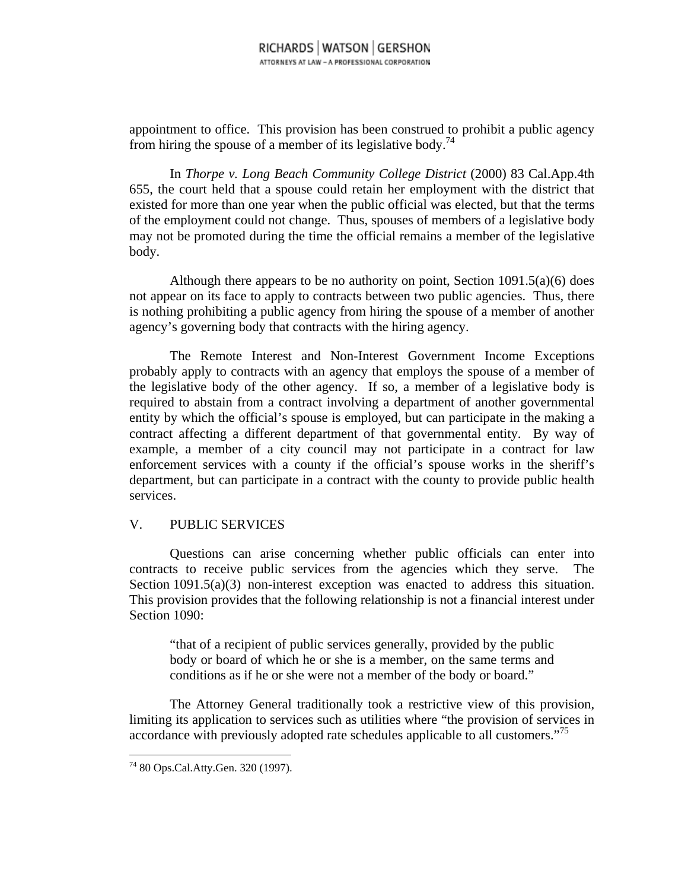appointment to office. This provision has been construed to prohibit a public agency from hiring the spouse of a member of its legislative body.[74]

In *Thorpe v. Long Beach Community College District* (2000) 83 Cal.App.4th 655, the court held that a spouse could retain her employment with the district that existed for more than one year when the public official was elected, but that the terms of the employment could not change. Thus, spouses of members of a legislative body may not be promoted during the time the official remains a member of the legislative body.

Although there appears to be no authority on point, Section 1091.5(a)(6) does not appear on its face to apply to contracts between two public agencies. Thus, there is nothing prohibiting a public agency from hiring the spouse of a member of another agency's governing body that contracts with the hiring agency.

The Remote Interest and Non-Interest Government Income Exceptions probably apply to contracts with an agency that employs the spouse of a member of the legislative body of the other agency. If so, a member of a legislative body is required to abstain from a contract involving a department of another governmental entity by which the official's spouse is employed, but can participate in the making a contract affecting a different department of that governmental entity. By way of example, a member of a city council may not participate in a contract for law enforcement services with a county if the official's spouse works in the sheriff's department, but can participate in a contract with the county to provide public health services.

## V. PUBLIC SERVICES

Questions can arise concerning whether public officials can enter into contracts to receive public services from the agencies which they serve. The Section 1091.5(a)(3) non-interest exception was enacted to address this situation. This provision provides that the following relationship is not a financial interest under Section 1090:

> "that of a recipient of public services generally, provided by the public body or board of which he or she is a member, on the same terms and conditions as if he or she were not a member of the body or board."

The Attorney General traditionally took a restrictive view of this provision, limiting its application to services such as utilities where "the provision of services in accordance with previously adopted rate schedules applicable to all customers."[75]

---

[74] 80 Ops.Cal.Atty.Gen. 320 (1997).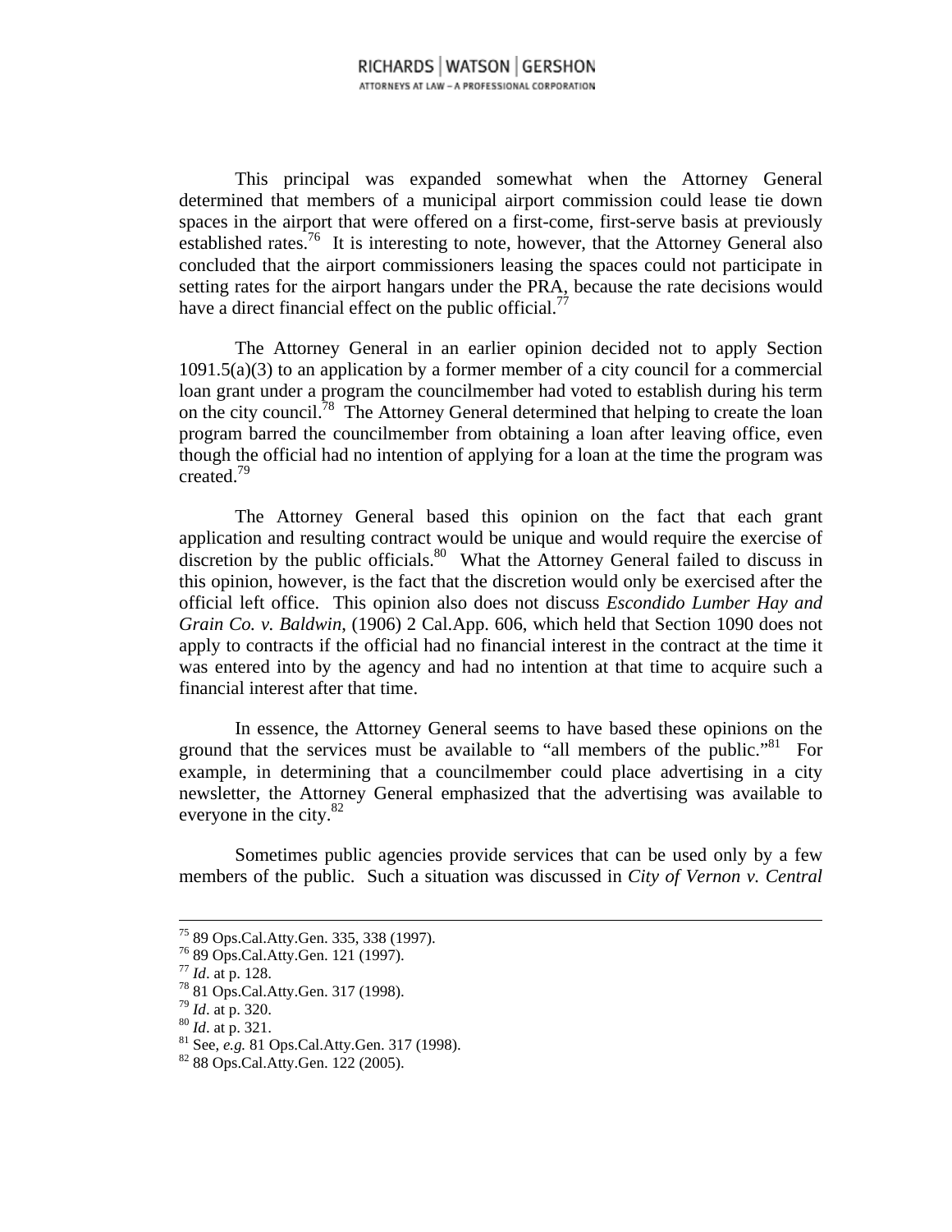This principal was expanded somewhat when the Attorney General determined that members of a municipal airport commission could lease tie down spaces in the airport that were offered on a first-come, first-serve basis at previously established rates.[76] It is interesting to note, however, that the Attorney General also concluded that the airport commissioners leasing the spaces could not participate in setting rates for the airport hangars under the PRA, because the rate decisions would have a direct financial effect on the public official.[77]

The Attorney General in an earlier opinion decided not to apply Section 1091.5(a)(3) to an application by a former member of a city council for a commercial loan grant under a program the councilmember had voted to establish during his term on the city council.[78] The Attorney General determined that helping to create the loan program barred the councilmember from obtaining a loan after leaving office, even though the official had no intention of applying for a loan at the time the program was created.[79]

The Attorney General based this opinion on the fact that each grant application and resulting contract would be unique and would require the exercise of discretion by the public officials.[80] What the Attorney General failed to discuss in this opinion, however, is the fact that the discretion would only be exercised after the official left office. This opinion also does not discuss *Escondido Lumber Hay and Grain Co. v. Baldwin*, (1906) 2 Cal.App. 606, which held that Section 1090 does not apply to contracts if the official had no financial interest in the contract at the time it was entered into by the agency and had no intention at that time to acquire such a financial interest after that time.

In essence, the Attorney General seems to have based these opinions on the ground that the services must be available to "all members of the public."[81] For example, in determining that a councilmember could place advertising in a city newsletter, the Attorney General emphasized that the advertising was available to everyone in the city.[82]

Sometimes public agencies provide services that can be used only by a few members of the public. Such a situation was discussed in *City of Vernon v. Central*

---

[75] 89 Ops.Cal.Atty.Gen. 335, 338 (1997).
[76] 89 Ops.Cal.Atty.Gen. 121 (1997).
[77] *Id*. at p. 128.
[78] 81 Ops.Cal.Atty.Gen. 317 (1998).
[79] *Id*. at p. 320.
[80] *Id*. at p. 321.
[81] See, *e.g.* 81 Ops.Cal.Atty.Gen. 317 (1998).
[82] 88 Ops.Cal.Atty.Gen. 122 (2005).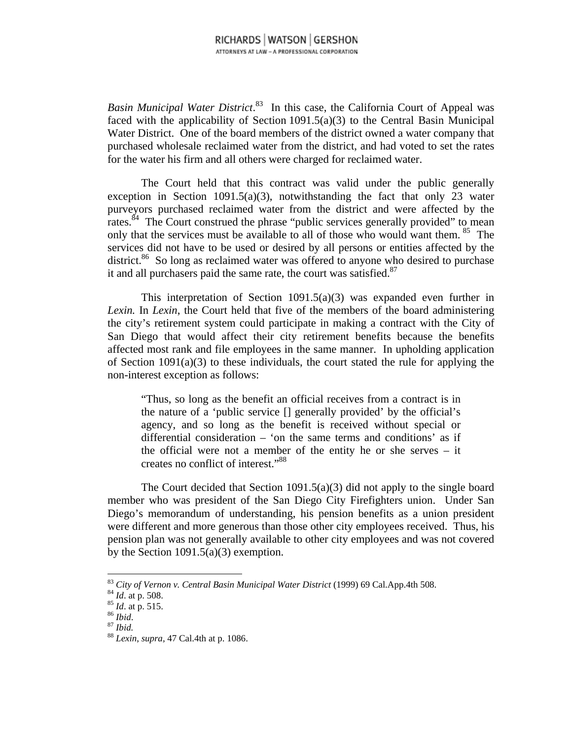*Basin Municipal Water District*.[83] In this case, the California Court of Appeal was faced with the applicability of Section 1091.5(a)(3) to the Central Basin Municipal Water District. One of the board members of the district owned a water company that purchased wholesale reclaimed water from the district, and had voted to set the rates for the water his firm and all others were charged for reclaimed water.

The Court held that this contract was valid under the public generally exception in Section 1091.5(a)(3), notwithstanding the fact that only 23 water purveyors purchased reclaimed water from the district and were affected by the rates.[84] The Court construed the phrase "public services generally provided" to mean only that the services must be available to all of those who would want them.[85] The services did not have to be used or desired by all persons or entities affected by the district.[86] So long as reclaimed water was offered to anyone who desired to purchase it and all purchasers paid the same rate, the court was satisfied.[87]

This interpretation of Section 1091.5(a)(3) was expanded even further in *Lexin.* In *Lexin*, the Court held that five of the members of the board administering the city's retirement system could participate in making a contract with the City of San Diego that would affect their city retirement benefits because the benefits affected most rank and file employees in the same manner. In upholding application of Section 1091(a)(3) to these individuals, the court stated the rule for applying the non-interest exception as follows:

> "Thus, so long as the benefit an official receives from a contract is in the nature of a 'public service [] generally provided' by the official's agency, and so long as the benefit is received without special or differential consideration – 'on the same terms and conditions' as if the official were not a member of the entity he or she serves – it creates no conflict of interest."[88]

The Court decided that Section 1091.5(a)(3) did not apply to the single board member who was president of the San Diego City Firefighters union. Under San Diego's memorandum of understanding, his pension benefits as a union president were different and more generous than those other city employees received. Thus, his pension plan was not generally available to other city employees and was not covered by the Section 1091.5(a)(3) exemption.

---

[83] *City of Vernon v. Central Basin Municipal Water District* (1999) 69 Cal.App.4th 508.
[84] *Id*. at p. 508.
[85] *Id*. at p. 515.
[86] *Ibid*.
[87] *Ibid.*
[88] *Lexin*, *supra*, 47 Cal.4th at p. 1086.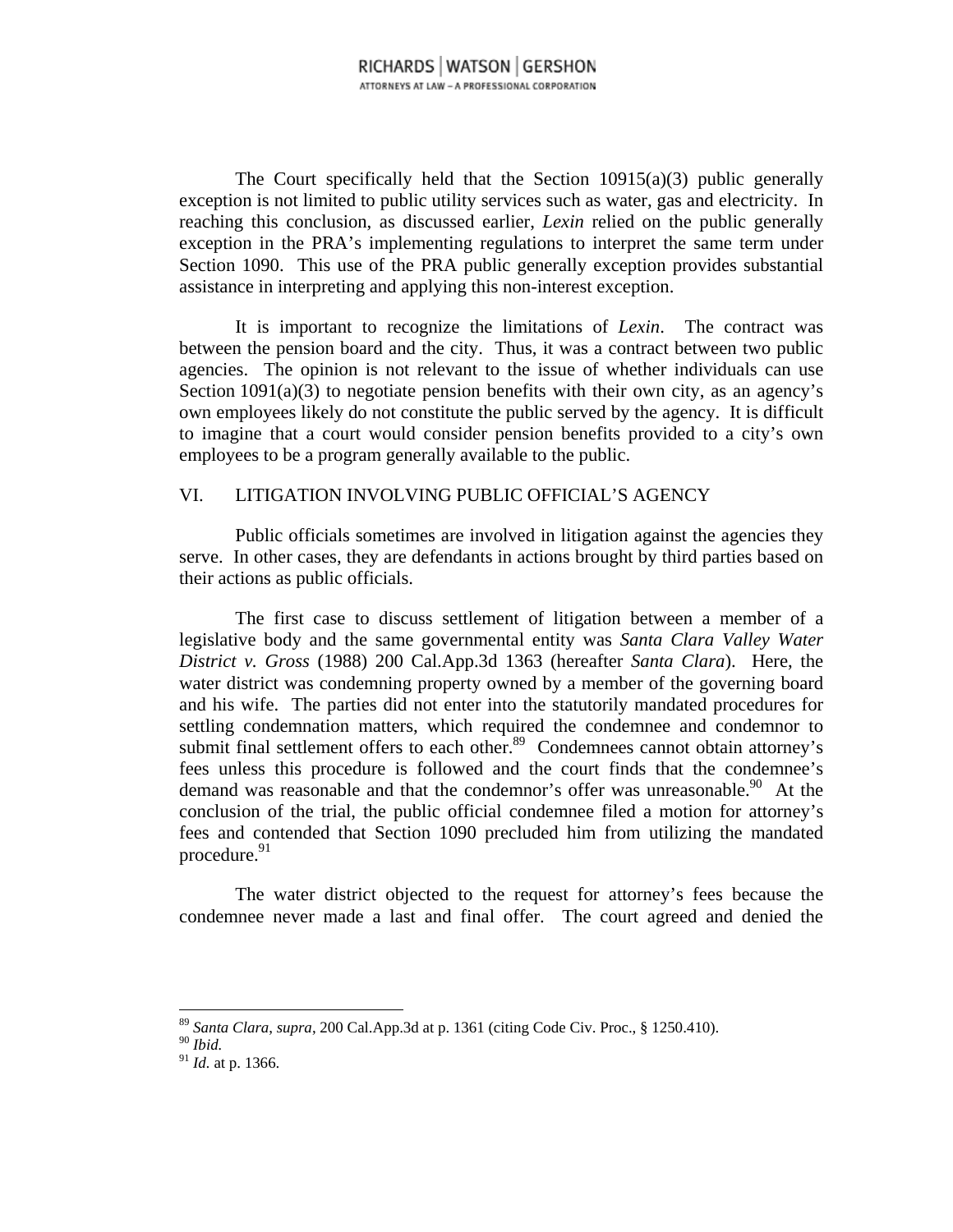The Court specifically held that the Section 10915(a)(3) public generally exception is not limited to public utility services such as water, gas and electricity. In reaching this conclusion, as discussed earlier, *Lexin* relied on the public generally exception in the PRA's implementing regulations to interpret the same term under Section 1090. This use of the PRA public generally exception provides substantial assistance in interpreting and applying this non-interest exception.

It is important to recognize the limitations of *Lexin*. The contract was between the pension board and the city. Thus, it was a contract between two public agencies. The opinion is not relevant to the issue of whether individuals can use Section 1091(a)(3) to negotiate pension benefits with their own city, as an agency's own employees likely do not constitute the public served by the agency. It is difficult to imagine that a court would consider pension benefits provided to a city's own employees to be a program generally available to the public.

## VI. LITIGATION INVOLVING PUBLIC OFFICIAL'S AGENCY

Public officials sometimes are involved in litigation against the agencies they serve. In other cases, they are defendants in actions brought by third parties based on their actions as public officials.

The first case to discuss settlement of litigation between a member of a legislative body and the same governmental entity was *Santa Clara Valley Water District v. Gross* (1988) 200 Cal.App.3d 1363 (hereafter *Santa Clara*). Here, the water district was condemning property owned by a member of the governing board and his wife. The parties did not enter into the statutorily mandated procedures for settling condemnation matters, which required the condemnee and condemnor to submit final settlement offers to each other.[89] Condemnees cannot obtain attorney's fees unless this procedure is followed and the court finds that the condemnee's demand was reasonable and that the condemnor's offer was unreasonable.[90] At the conclusion of the trial, the public official condemnee filed a motion for attorney's fees and contended that Section 1090 precluded him from utilizing the mandated procedure.[91]

The water district objected to the request for attorney's fees because the condemnee never made a last and final offer. The court agreed and denied the

---

[89] *Santa Clara*, *supra*, 200 Cal.App.3d at p. 1361 (citing Code Civ. Proc., § 1250.410).

[90] *Ibid.*

[91] *Id.* at p. 1366.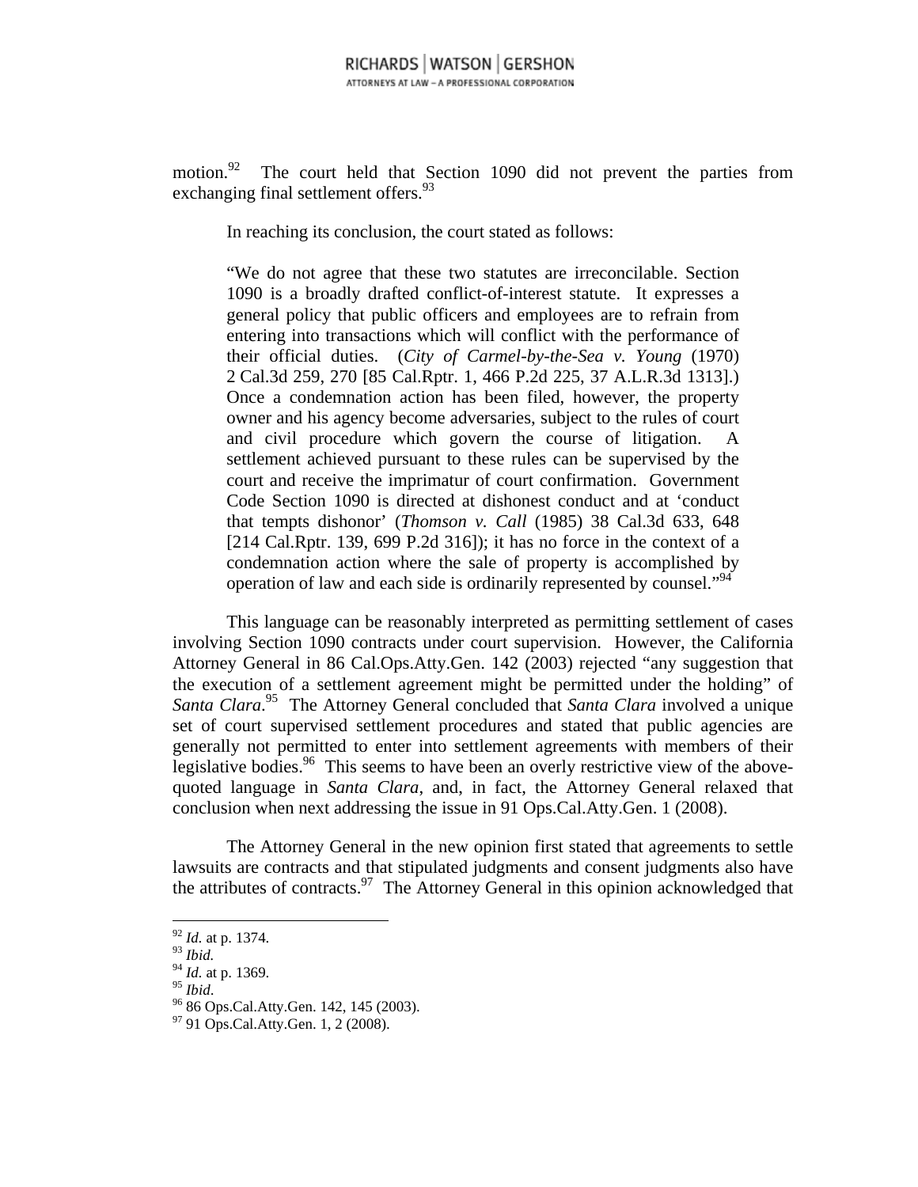motion.[92] The court held that Section 1090 did not prevent the parties from exchanging final settlement offers.[93]

In reaching its conclusion, the court stated as follows:

> "We do not agree that these two statutes are irreconcilable. Section 1090 is a broadly drafted conflict-of-interest statute. It expresses a general policy that public officers and employees are to refrain from entering into transactions which will conflict with the performance of their official duties. (*City of Carmel-by-the-Sea v. Young* (1970) 2 Cal.3d 259, 270 [85 Cal.Rptr. 1, 466 P.2d 225, 37 A.L.R.3d 1313].) Once a condemnation action has been filed, however, the property owner and his agency become adversaries, subject to the rules of court and civil procedure which govern the course of litigation. A settlement achieved pursuant to these rules can be supervised by the court and receive the imprimatur of court confirmation. Government Code Section 1090 is directed at dishonest conduct and at 'conduct that tempts dishonor' (*Thomson v. Call* (1985) 38 Cal.3d 633, 648 [214 Cal.Rptr. 139, 699 P.2d 316]); it has no force in the context of a condemnation action where the sale of property is accomplished by operation of law and each side is ordinarily represented by counsel."[94]

This language can be reasonably interpreted as permitting settlement of cases involving Section 1090 contracts under court supervision. However, the California Attorney General in 86 Cal.Ops.Atty.Gen. 142 (2003) rejected "any suggestion that the execution of a settlement agreement might be permitted under the holding" of *Santa Clara*.[95] The Attorney General concluded that *Santa Clara* involved a unique set of court supervised settlement procedures and stated that public agencies are generally not permitted to enter into settlement agreements with members of their legislative bodies.[96] This seems to have been an overly restrictive view of the above-quoted language in *Santa Clara*, and, in fact, the Attorney General relaxed that conclusion when next addressing the issue in 91 Ops.Cal.Atty.Gen. 1 (2008).

The Attorney General in the new opinion first stated that agreements to settle lawsuits are contracts and that stipulated judgments and consent judgments also have the attributes of contracts.[97] The Attorney General in this opinion acknowledged that

---

[92] *Id.* at p. 1374.
[93] *Ibid.*
[94] *Id.* at p. 1369.
[95] *Ibid*.
[96] 86 Ops.Cal.Atty.Gen. 142, 145 (2003).
[97] 91 Ops.Cal.Atty.Gen. 1, 2 (2008).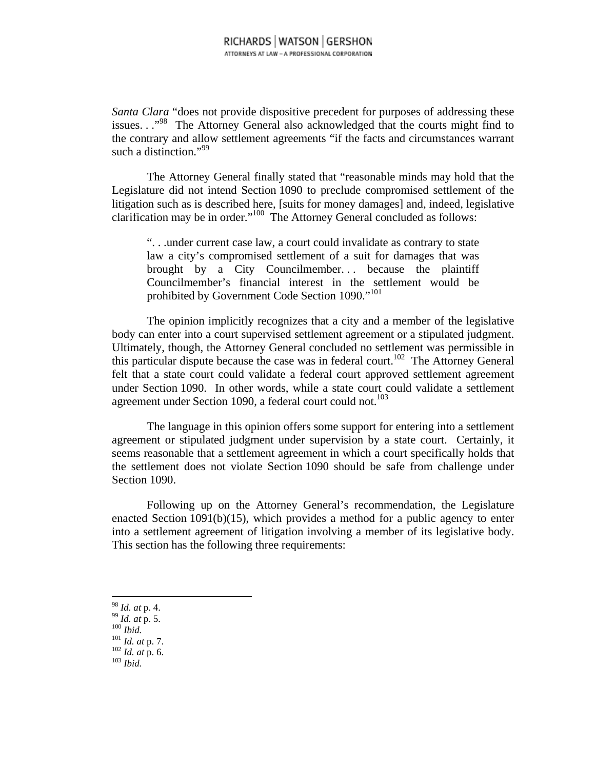*Santa Clara* "does not provide dispositive precedent for purposes of addressing these issues. . ."[98] The Attorney General also acknowledged that the courts might find to the contrary and allow settlement agreements "if the facts and circumstances warrant such a distinction."[99]

The Attorney General finally stated that "reasonable minds may hold that the Legislature did not intend Section 1090 to preclude compromised settlement of the litigation such as is described here, [suits for money damages] and, indeed, legislative clarification may be in order."[100] The Attorney General concluded as follows:

> ". . .under current case law, a court could invalidate as contrary to state law a city's compromised settlement of a suit for damages that was brought by a City Councilmember. . . because the plaintiff Councilmember's financial interest in the settlement would be prohibited by Government Code Section 1090."[101]

The opinion implicitly recognizes that a city and a member of the legislative body can enter into a court supervised settlement agreement or a stipulated judgment. Ultimately, though, the Attorney General concluded no settlement was permissible in this particular dispute because the case was in federal court.[102] The Attorney General felt that a state court could validate a federal court approved settlement agreement under Section 1090. In other words, while a state court could validate a settlement agreement under Section 1090, a federal court could not.[103]

The language in this opinion offers some support for entering into a settlement agreement or stipulated judgment under supervision by a state court. Certainly, it seems reasonable that a settlement agreement in which a court specifically holds that the settlement does not violate Section 1090 should be safe from challenge under Section 1090.

Following up on the Attorney General's recommendation, the Legislature enacted Section 1091(b)(15), which provides a method for a public agency to enter into a settlement agreement of litigation involving a member of its legislative body. This section has the following three requirements:

---

[98] *Id. at* p. 4.
[99] *Id. at* p. 5.
[100] *Ibid.*
[101] *Id. at* p. 7.
[102] *Id. at* p. 6.
[103] *Ibid.*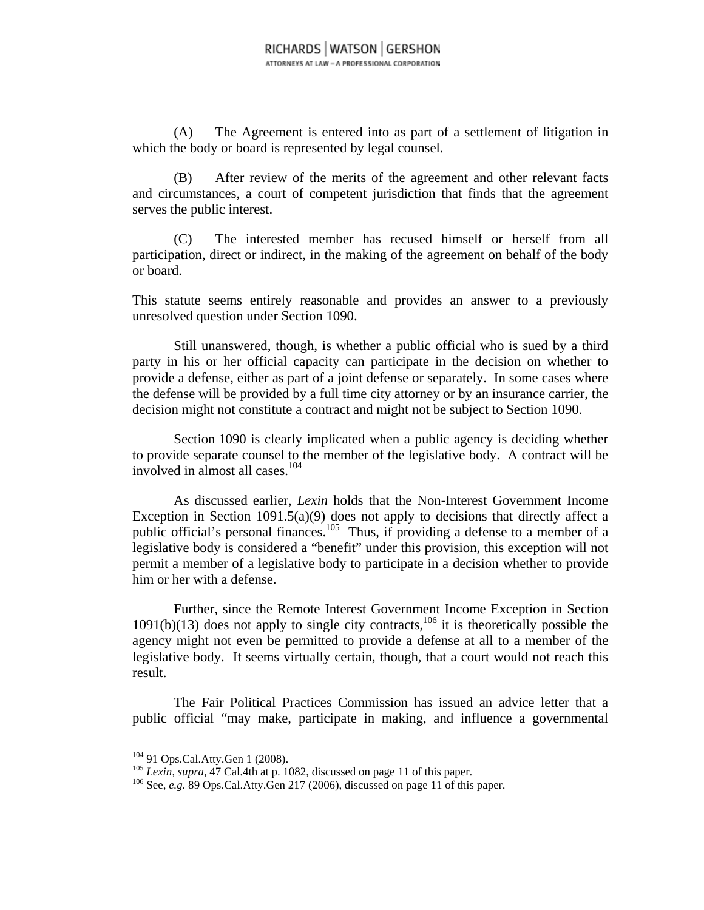(A) The Agreement is entered into as part of a settlement of litigation in which the body or board is represented by legal counsel.

(B) After review of the merits of the agreement and other relevant facts and circumstances, a court of competent jurisdiction that finds that the agreement serves the public interest.

(C) The interested member has recused himself or herself from all participation, direct or indirect, in the making of the agreement on behalf of the body or board.

This statute seems entirely reasonable and provides an answer to a previously unresolved question under Section 1090.

Still unanswered, though, is whether a public official who is sued by a third party in his or her official capacity can participate in the decision on whether to provide a defense, either as part of a joint defense or separately. In some cases where the defense will be provided by a full time city attorney or by an insurance carrier, the decision might not constitute a contract and might not be subject to Section 1090.

Section 1090 is clearly implicated when a public agency is deciding whether to provide separate counsel to the member of the legislative body. A contract will be involved in almost all cases.[104]

As discussed earlier, *Lexin* holds that the Non-Interest Government Income Exception in Section 1091.5(a)(9) does not apply to decisions that directly affect a public official's personal finances.[105] Thus, if providing a defense to a member of a legislative body is considered a "benefit" under this provision, this exception will not permit a member of a legislative body to participate in a decision whether to provide him or her with a defense.

Further, since the Remote Interest Government Income Exception in Section 1091(b)(13) does not apply to single city contracts,[106] it is theoretically possible the agency might not even be permitted to provide a defense at all to a member of the legislative body. It seems virtually certain, though, that a court would not reach this result.

The Fair Political Practices Commission has issued an advice letter that a public official "may make, participate in making, and influence a governmental

---

[104] 91 Ops.Cal.Atty.Gen 1 (2008).

[105] *Lexin, supra*, 47 Cal.4th at p. 1082, discussed on page 11 of this paper.

[106] See, *e.g.* 89 Ops.Cal.Atty.Gen 217 (2006), discussed on page 11 of this paper.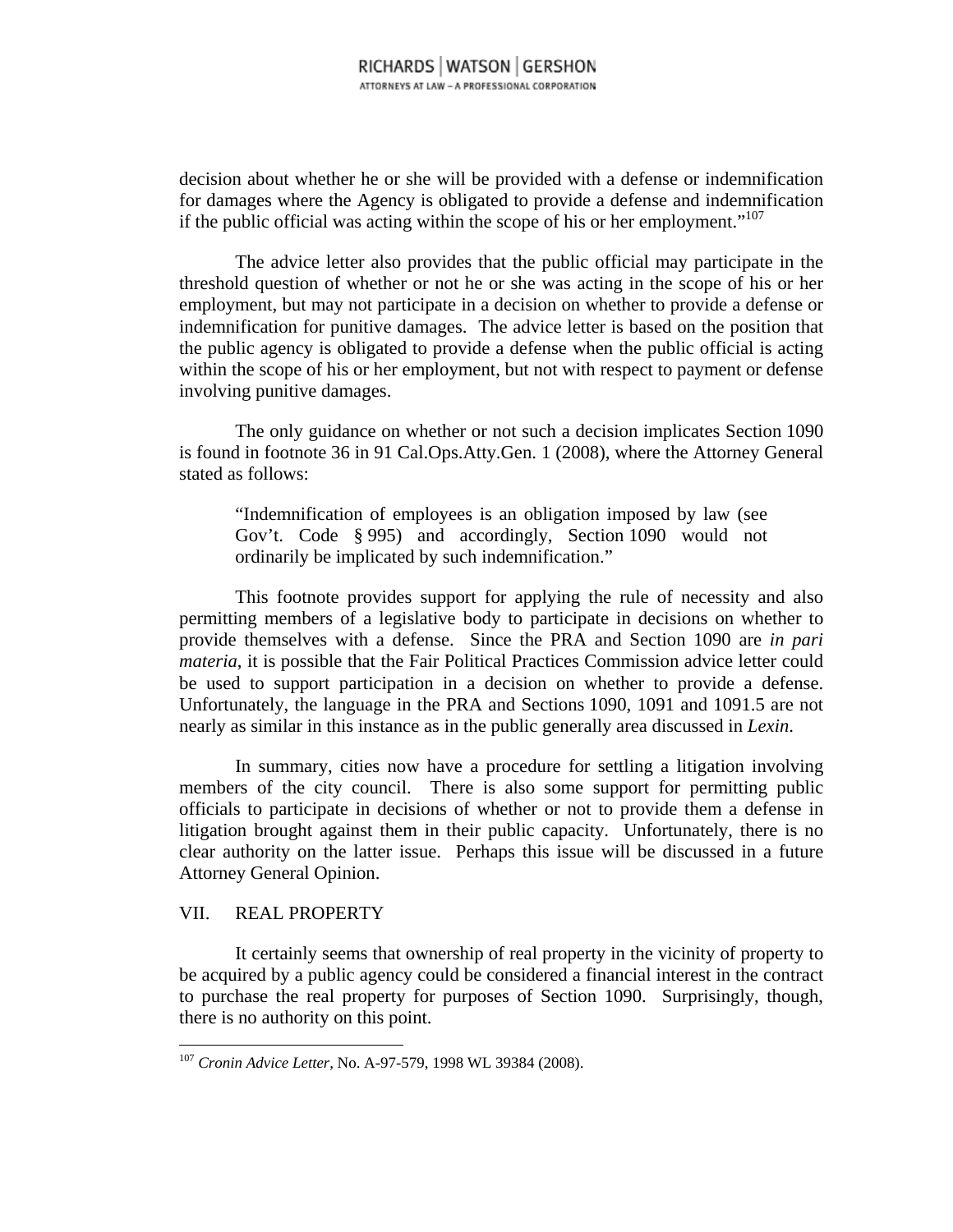decision about whether he or she will be provided with a defense or indemnification for damages where the Agency is obligated to provide a defense and indemnification if the public official was acting within the scope of his or her employment."[107]

The advice letter also provides that the public official may participate in the threshold question of whether or not he or she was acting in the scope of his or her employment, but may not participate in a decision on whether to provide a defense or indemnification for punitive damages. The advice letter is based on the position that the public agency is obligated to provide a defense when the public official is acting within the scope of his or her employment, but not with respect to payment or defense involving punitive damages.

The only guidance on whether or not such a decision implicates Section 1090 is found in footnote 36 in 91 Cal.Ops.Atty.Gen. 1 (2008), where the Attorney General stated as follows:

> "Indemnification of employees is an obligation imposed by law (see Gov't. Code § 995) and accordingly, Section 1090 would not ordinarily be implicated by such indemnification."

This footnote provides support for applying the rule of necessity and also permitting members of a legislative body to participate in decisions on whether to provide themselves with a defense. Since the PRA and Section 1090 are *in pari materia*, it is possible that the Fair Political Practices Commission advice letter could be used to support participation in a decision on whether to provide a defense. Unfortunately, the language in the PRA and Sections 1090, 1091 and 1091.5 are not nearly as similar in this instance as in the public generally area discussed in *Lexin*.

In summary, cities now have a procedure for settling a litigation involving members of the city council. There is also some support for permitting public officials to participate in decisions of whether or not to provide them a defense in litigation brought against them in their public capacity. Unfortunately, there is no clear authority on the latter issue. Perhaps this issue will be discussed in a future Attorney General Opinion.

## VII. REAL PROPERTY

It certainly seems that ownership of real property in the vicinity of property to be acquired by a public agency could be considered a financial interest in the contract to purchase the real property for purposes of Section 1090. Surprisingly, though, there is no authority on this point.

---

[107] *Cronin Advice Letter*, No. A-97-579, 1998 WL 39384 (2008).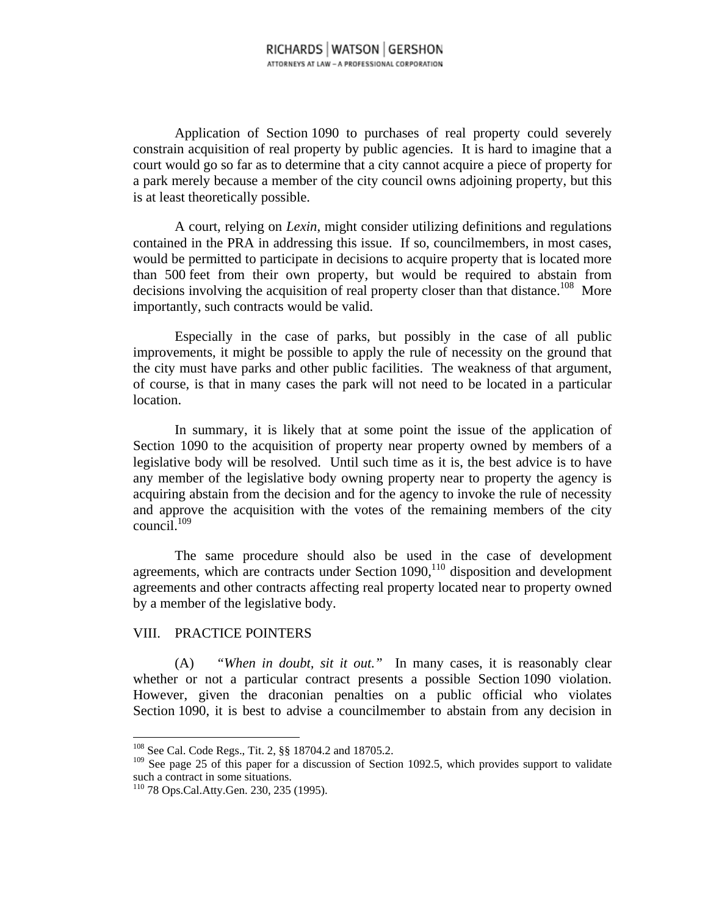Application of Section 1090 to purchases of real property could severely constrain acquisition of real property by public agencies. It is hard to imagine that a court would go so far as to determine that a city cannot acquire a piece of property for a park merely because a member of the city council owns adjoining property, but this is at least theoretically possible.

A court, relying on *Lexin*, might consider utilizing definitions and regulations contained in the PRA in addressing this issue. If so, councilmembers, in most cases, would be permitted to participate in decisions to acquire property that is located more than 500 feet from their own property, but would be required to abstain from decisions involving the acquisition of real property closer than that distance.[108] More importantly, such contracts would be valid.

Especially in the case of parks, but possibly in the case of all public improvements, it might be possible to apply the rule of necessity on the ground that the city must have parks and other public facilities. The weakness of that argument, of course, is that in many cases the park will not need to be located in a particular location.

In summary, it is likely that at some point the issue of the application of Section 1090 to the acquisition of property near property owned by members of a legislative body will be resolved. Until such time as it is, the best advice is to have any member of the legislative body owning property near to property the agency is acquiring abstain from the decision and for the agency to invoke the rule of necessity and approve the acquisition with the votes of the remaining members of the city council.[109]

The same procedure should also be used in the case of development agreements, which are contracts under Section 1090,[110] disposition and development agreements and other contracts affecting real property located near to property owned by a member of the legislative body.

## VIII. PRACTICE POINTERS

(A) *"When in doubt, sit it out."* In many cases, it is reasonably clear whether or not a particular contract presents a possible Section 1090 violation. However, given the draconian penalties on a public official who violates Section 1090, it is best to advise a councilmember to abstain from any decision in

---

[108] See Cal. Code Regs., Tit. 2, §§ 18704.2 and 18705.2.

[109] See page 25 of this paper for a discussion of Section 1092.5, which provides support to validate such a contract in some situations.

[110] 78 Ops.Cal.Atty.Gen. 230, 235 (1995).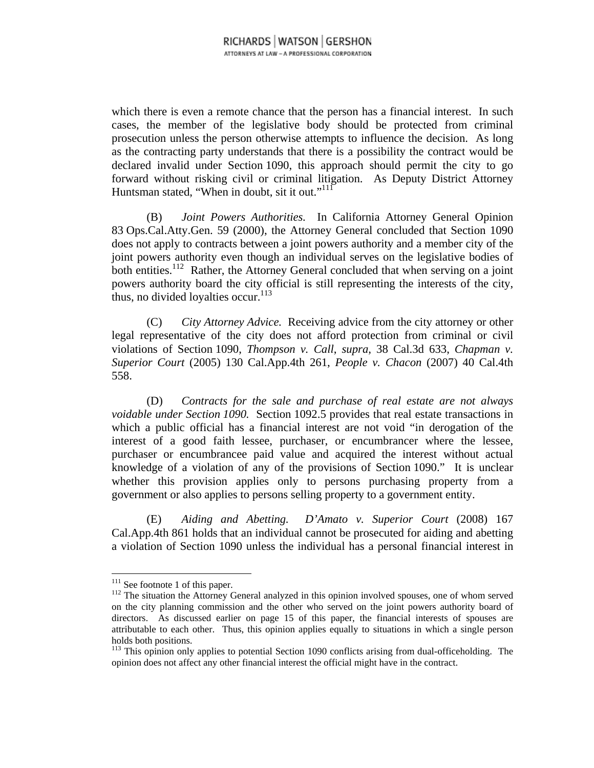which there is even a remote chance that the person has a financial interest. In such cases, the member of the legislative body should be protected from criminal prosecution unless the person otherwise attempts to influence the decision. As long as the contracting party understands that there is a possibility the contract would be declared invalid under Section 1090, this approach should permit the city to go forward without risking civil or criminal litigation. As Deputy District Attorney Huntsman stated, "When in doubt, sit it out."[111]

(B) *Joint Powers Authorities.* In California Attorney General Opinion 83 Ops.Cal.Atty.Gen. 59 (2000), the Attorney General concluded that Section 1090 does not apply to contracts between a joint powers authority and a member city of the joint powers authority even though an individual serves on the legislative bodies of both entities.[112] Rather, the Attorney General concluded that when serving on a joint powers authority board the city official is still representing the interests of the city, thus, no divided loyalties occur.[113]

(C) *City Attorney Advice.* Receiving advice from the city attorney or other legal representative of the city does not afford protection from criminal or civil violations of Section 1090, *Thompson v. Call*, *supra*, 38 Cal.3d 633, *Chapman v. Superior Court* (2005) 130 Cal.App.4th 261, *People v. Chacon* (2007) 40 Cal.4th 558.

(D) *Contracts for the sale and purchase of real estate are not always voidable under Section 1090.* Section 1092.5 provides that real estate transactions in which a public official has a financial interest are not void "in derogation of the interest of a good faith lessee, purchaser, or encumbrancer where the lessee, purchaser or encumbrancee paid value and acquired the interest without actual knowledge of a violation of any of the provisions of Section 1090." It is unclear whether this provision applies only to persons purchasing property from a government or also applies to persons selling property to a government entity.

(E) *Aiding and Abetting.* *D'Amato v. Superior Court* (2008) 167 Cal.App.4th 861 holds that an individual cannot be prosecuted for aiding and abetting a violation of Section 1090 unless the individual has a personal financial interest in

---

[111] See footnote 1 of this paper.

[112] The situation the Attorney General analyzed in this opinion involved spouses, one of whom served on the city planning commission and the other who served on the joint powers authority board of directors. As discussed earlier on page 15 of this paper, the financial interests of spouses are attributable to each other. Thus, this opinion applies equally to situations in which a single person holds both positions.

[113] This opinion only applies to potential Section 1090 conflicts arising from dual-officeholding. The opinion does not affect any other financial interest the official might have in the contract.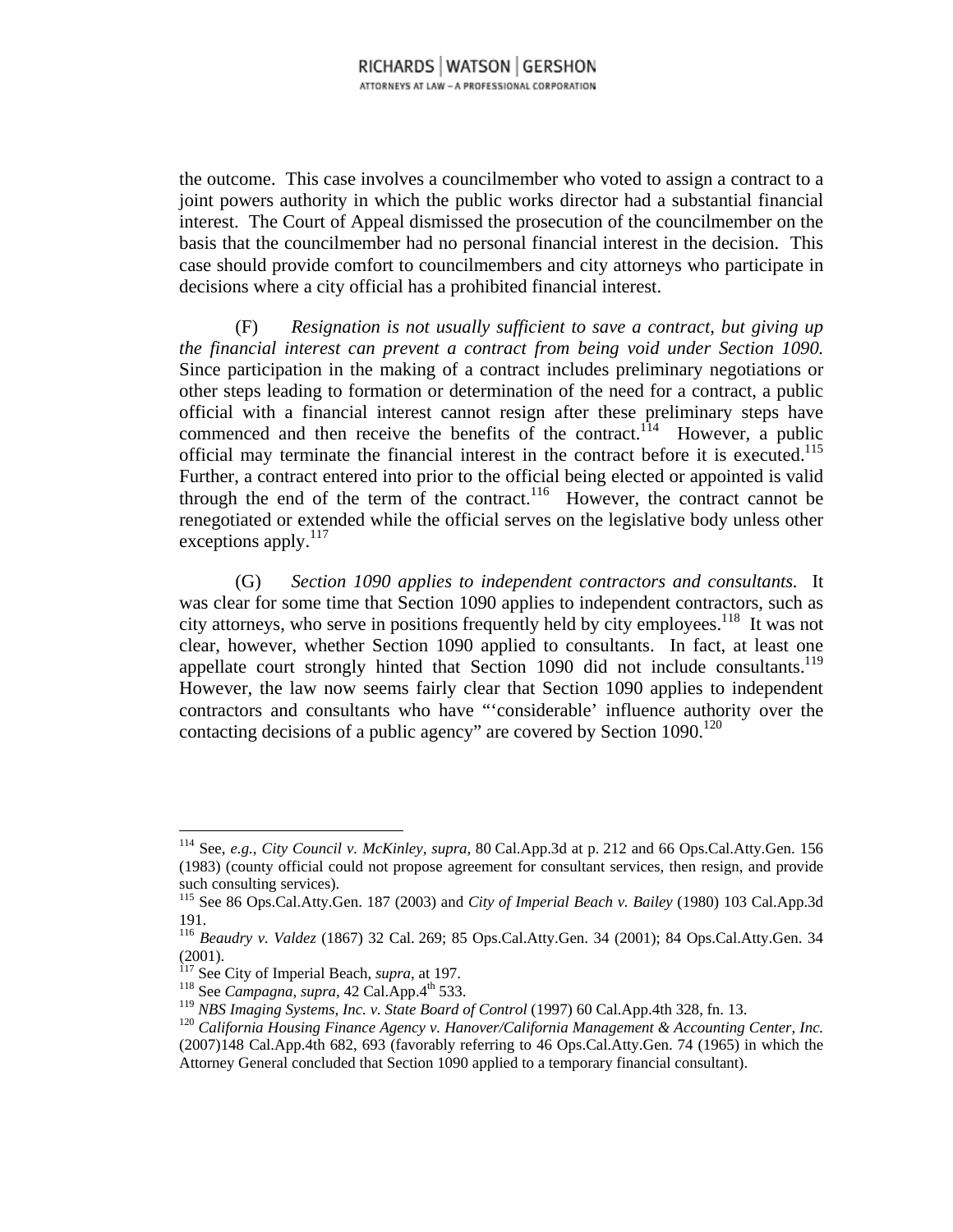the outcome. This case involves a councilmember who voted to assign a contract to a joint powers authority in which the public works director had a substantial financial interest. The Court of Appeal dismissed the prosecution of the councilmember on the basis that the councilmember had no personal financial interest in the decision. This case should provide comfort to councilmembers and city attorneys who participate in decisions where a city official has a prohibited financial interest.

(F) *Resignation is not usually sufficient to save a contract, but giving up the financial interest can prevent a contract from being void under Section 1090.* Since participation in the making of a contract includes preliminary negotiations or other steps leading to formation or determination of the need for a contract, a public official with a financial interest cannot resign after these preliminary steps have commenced and then receive the benefits of the contract.[114] However, a public official may terminate the financial interest in the contract before it is executed.[115] Further, a contract entered into prior to the official being elected or appointed is valid through the end of the term of the contract.[116] However, the contract cannot be renegotiated or extended while the official serves on the legislative body unless other exceptions apply.[117]

(G) *Section 1090 applies to independent contractors and consultants.* It was clear for some time that Section 1090 applies to independent contractors, such as city attorneys, who serve in positions frequently held by city employees.[118] It was not clear, however, whether Section 1090 applied to consultants. In fact, at least one appellate court strongly hinted that Section 1090 did not include consultants.[119] However, the law now seems fairly clear that Section 1090 applies to independent contractors and consultants who have "'considerable' influence authority over the contacting decisions of a public agency" are covered by Section 1090.[120]

---

[114] See, *e.g., City Council v. McKinley, supra,* 80 Cal.App.3d at p. 212 and 66 Ops.Cal.Atty.Gen. 156 (1983) (county official could not propose agreement for consultant services, then resign, and provide such consulting services).

[115] See 86 Ops.Cal.Atty.Gen. 187 (2003) and *City of Imperial Beach v. Bailey* (1980) 103 Cal.App.3d 191.

[116] *Beaudry v. Valdez* (1867) 32 Cal. 269; 85 Ops.Cal.Atty.Gen. 34 (2001); 84 Ops.Cal.Atty.Gen. 34 (2001).

[117] See City of Imperial Beach, *supra*, at 197.

[118] See *Campagna, supra,* 42 Cal.App.4th 533.

[119] *NBS Imaging Systems, Inc. v. State Board of Control* (1997) 60 Cal.App.4th 328, fn. 13.

[120] *California Housing Finance Agency v. Hanover/California Management & Accounting Center, Inc.* (2007)148 Cal.App.4th 682, 693 (favorably referring to 46 Ops.Cal.Atty.Gen. 74 (1965) in which the Attorney General concluded that Section 1090 applied to a temporary financial consultant).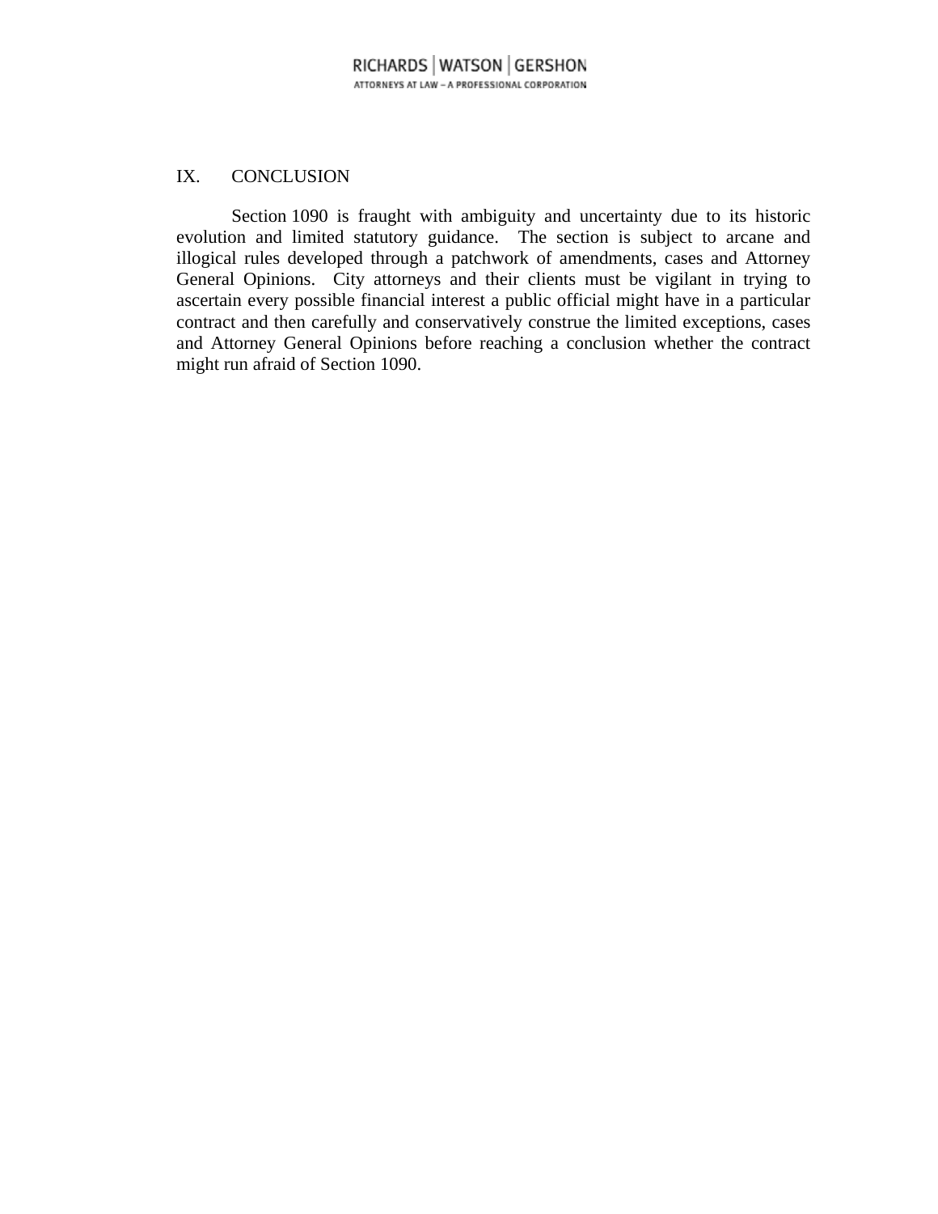## IX. CONCLUSION

Section 1090 is fraught with ambiguity and uncertainty due to its historic evolution and limited statutory guidance. The section is subject to arcane and illogical rules developed through a patchwork of amendments, cases and Attorney General Opinions. City attorneys and their clients must be vigilant in trying to ascertain every possible financial interest a public official might have in a particular contract and then carefully and conservatively construe the limited exceptions, cases and Attorney General Opinions before reaching a conclusion whether the contract might run afraid of Section 1090.